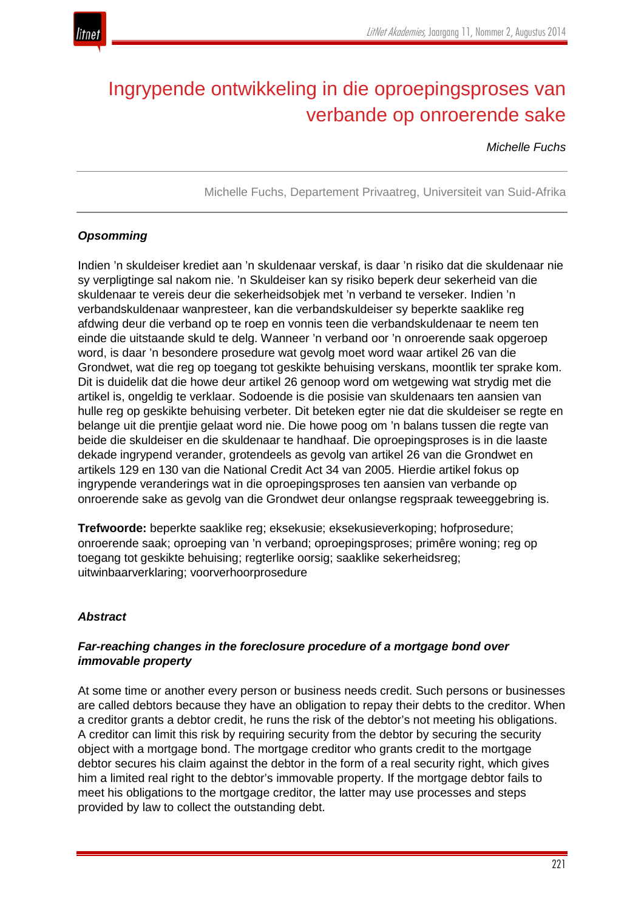# Ingrypende ontwikkeling in die oproepingsproses van verbande op onroerende sake

*Michelle Fuchs*

Michelle Fuchs, Departement Privaatreg, Universiteit van Suid-Afrika

***Opsomming***

Indien 'n skuldeiser krediet aan 'n skuldenaar verskaf, is daar 'n risiko dat die skuldenaar nie sy verpligtinge sal nakom nie. 'n Skuldeiser kan sy risiko beperk deur sekerheid van die skuldenaar te vereis deur die sekerheidsobjek met 'n verband te verseker. Indien 'n verbandskuldenaar wanpresteer, kan die verbandskuldeiser sy beperkte saaklike reg afdwing deur die verband op te roep en vonnis teen die verbandskuldenaar te neem ten einde die uitstaande skuld te delg. Wanneer 'n verband oor 'n onroerende saak opgeroep word, is daar 'n besondere prosedure wat gevolg moet word waar artikel 26 van die Grondwet, wat die reg op toegang tot geskikte behuising verskans, moontlik ter sprake kom. Dit is duidelik dat die howe deur artikel 26 genoop word om wetgewing wat strydig met die artikel is, ongeldig te verklaar. Sodoende is die posisie van skuldenaars ten aansien van hulle reg op geskikte behuising verbeter. Dit beteken egter nie dat die skuldeiser se regte en belange uit die prentjie gelaat word nie. Die howe poog om 'n balans tussen die regte van beide die skuldeiser en die skuldenaar te handhaaf. Die oproepingsproses is in die laaste dekade ingrypend verander, grotendeels as gevolg van artikel 26 van die Grondwet en artikels 129 en 130 van die National Credit Act 34 van 2005. Hierdie artikel fokus op ingrypende veranderings wat in die oproepingsproses ten aansien van verbande op onroerende sake as gevolg van die Grondwet deur onlangse regspraak teweeggebring is.

**Trefwoorde:** beperkte saaklike reg; eksekusie; eksekusieverkoping; hofprosedure; onroerende saak; oproeping van 'n verband; oproepingsproses; primêre woning; reg op toegang tot geskikte behuising; regterlike oorsig; saaklike sekerheidsreg; uitwinbaarverklaring; voorverhoorprosedure

***Abstract***

***Far-reaching changes in the foreclosure procedure of a mortgage bond over immovable property***

At some time or another every person or business needs credit. Such persons or businesses are called debtors because they have an obligation to repay their debts to the creditor. When a creditor grants a debtor credit, he runs the risk of the debtor's not meeting his obligations. A creditor can limit this risk by requiring security from the debtor by securing the security object with a mortgage bond. The mortgage creditor who grants credit to the mortgage debtor secures his claim against the debtor in the form of a real security right, which gives him a limited real right to the debtor's immovable property. If the mortgage debtor fails to meet his obligations to the mortgage creditor, the latter may use processes and steps provided by law to collect the outstanding debt.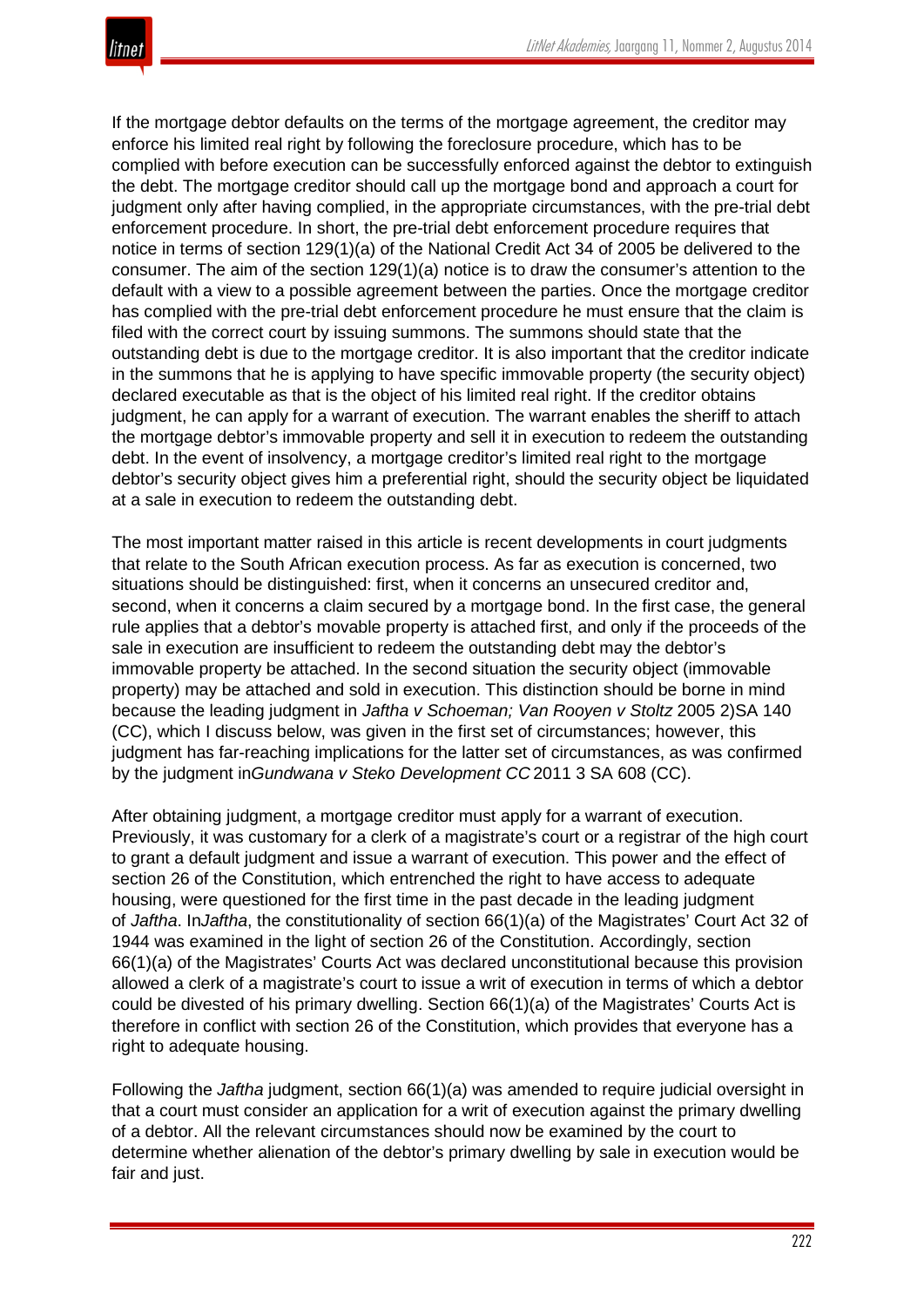If the mortgage debtor defaults on the terms of the mortgage agreement, the creditor may enforce his limited real right by following the foreclosure procedure, which has to be complied with before execution can be successfully enforced against the debtor to extinguish the debt. The mortgage creditor should call up the mortgage bond and approach a court for judgment only after having complied, in the appropriate circumstances, with the pre-trial debt enforcement procedure. In short, the pre-trial debt enforcement procedure requires that notice in terms of section 129(1)(a) of the National Credit Act 34 of 2005 be delivered to the consumer. The aim of the section 129(1)(a) notice is to draw the consumer's attention to the default with a view to a possible agreement between the parties. Once the mortgage creditor has complied with the pre-trial debt enforcement procedure he must ensure that the claim is filed with the correct court by issuing summons. The summons should state that the outstanding debt is due to the mortgage creditor. It is also important that the creditor indicate in the summons that he is applying to have specific immovable property (the security object) declared executable as that is the object of his limited real right. If the creditor obtains judgment, he can apply for a warrant of execution. The warrant enables the sheriff to attach the mortgage debtor's immovable property and sell it in execution to redeem the outstanding debt. In the event of insolvency, a mortgage creditor's limited real right to the mortgage debtor's security object gives him a preferential right, should the security object be liquidated at a sale in execution to redeem the outstanding debt.

The most important matter raised in this article is recent developments in court judgments that relate to the South African execution process. As far as execution is concerned, two situations should be distinguished: first, when it concerns an unsecured creditor and, second, when it concerns a claim secured by a mortgage bond. In the first case, the general rule applies that a debtor's movable property is attached first, and only if the proceeds of the sale in execution are insufficient to redeem the outstanding debt may the debtor's immovable property be attached. In the second situation the security object (immovable property) may be attached and sold in execution. This distinction should be borne in mind because the leading judgment in *Jaftha v Schoeman; Van Rooyen v Stoltz* 2005 2)SA 140 (CC), which I discuss below, was given in the first set of circumstances; however, this judgment has far-reaching implications for the latter set of circumstances, as was confirmed by the judgment in*Gundwana v Steko Development CC* 2011 3 SA 608 (CC).

After obtaining judgment, a mortgage creditor must apply for a warrant of execution. Previously, it was customary for a clerk of a magistrate's court or a registrar of the high court to grant a default judgment and issue a warrant of execution. This power and the effect of section 26 of the Constitution, which entrenched the right to have access to adequate housing, were questioned for the first time in the past decade in the leading judgment of *Jaftha*. In*Jaftha*, the constitutionality of section 66(1)(a) of the Magistrates' Court Act 32 of 1944 was examined in the light of section 26 of the Constitution. Accordingly, section 66(1)(a) of the Magistrates' Courts Act was declared unconstitutional because this provision allowed a clerk of a magistrate's court to issue a writ of execution in terms of which a debtor could be divested of his primary dwelling. Section 66(1)(a) of the Magistrates' Courts Act is therefore in conflict with section 26 of the Constitution, which provides that everyone has a right to adequate housing.

Following the *Jaftha* judgment, section 66(1)(a) was amended to require judicial oversight in that a court must consider an application for a writ of execution against the primary dwelling of a debtor. All the relevant circumstances should now be examined by the court to determine whether alienation of the debtor's primary dwelling by sale in execution would be fair and just.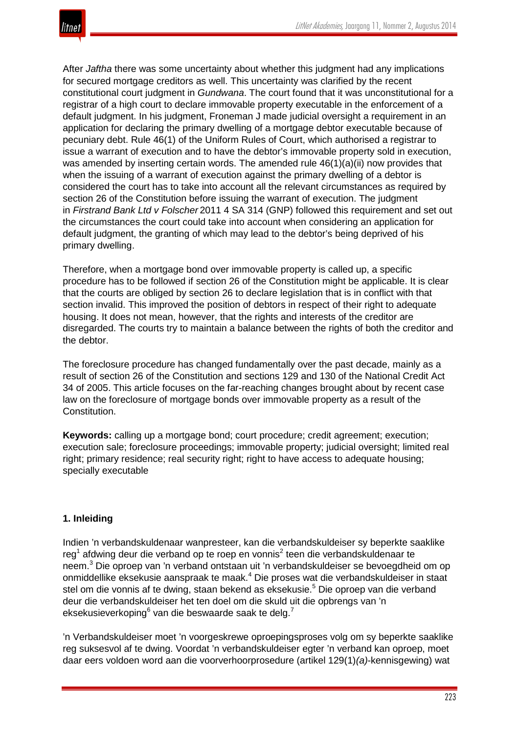After *Jaftha* there was some uncertainty about whether this judgment had any implications for secured mortgage creditors as well. This uncertainty was clarified by the recent constitutional court judgment in *Gundwana*. The court found that it was unconstitutional for a registrar of a high court to declare immovable property executable in the enforcement of a default judgment. In his judgment, Froneman J made judicial oversight a requirement in an application for declaring the primary dwelling of a mortgage debtor executable because of pecuniary debt. Rule 46(1) of the Uniform Rules of Court, which authorised a registrar to issue a warrant of execution and to have the debtor's immovable property sold in execution, was amended by inserting certain words. The amended rule 46(1)(a)(ii) now provides that when the issuing of a warrant of execution against the primary dwelling of a debtor is considered the court has to take into account all the relevant circumstances as required by section 26 of the Constitution before issuing the warrant of execution. The judgment in *Firstrand Bank Ltd v Folscher* 2011 4 SA 314 (GNP) followed this requirement and set out the circumstances the court could take into account when considering an application for default judgment, the granting of which may lead to the debtor's being deprived of his primary dwelling.

Therefore, when a mortgage bond over immovable property is called up, a specific procedure has to be followed if section 26 of the Constitution might be applicable. It is clear that the courts are obliged by section 26 to declare legislation that is in conflict with that section invalid. This improved the position of debtors in respect of their right to adequate housing. It does not mean, however, that the rights and interests of the creditor are disregarded. The courts try to maintain a balance between the rights of both the creditor and the debtor.

The foreclosure procedure has changed fundamentally over the past decade, mainly as a result of section 26 of the Constitution and sections 129 and 130 of the National Credit Act 34 of 2005. This article focuses on the far-reaching changes brought about by recent case law on the foreclosure of mortgage bonds over immovable property as a result of the Constitution.

**Keywords:** calling up a mortgage bond; court procedure; credit agreement; execution; execution sale; foreclosure proceedings; immovable property; judicial oversight; limited real right; primary residence; real security right; right to have access to adequate housing; specially executable

## 1. Inleiding

Indien 'n verbandskuldenaar wanpresteer, kan die verbandskuldeiser sy beperkte saaklike reg[1] afdwing deur die verband op te roep en vonnis[2] teen die verbandskuldenaar te neem.[3] Die oproep van 'n verband ontstaan uit 'n verbandskuldeiser se bevoegdheid om op onmiddellike eksekusie aanspraak te maak.[4] Die proses wat die verbandskuldeiser in staat stel om die vonnis af te dwing, staan bekend as eksekusie.[5] Die oproep van die verband deur die verbandskuldeiser het ten doel om die skuld uit die opbrengs van 'n eksekusieverkoping[6] van die beswaarde saak te delg.[7]

'n Verbandskuldeiser moet 'n voorgeskrewe oproepingsproses volg om sy beperkte saaklike reg suksesvol af te dwing. Voordat 'n verbandskuldeiser egter 'n verband kan oproep, moet daar eers voldoen word aan die voorverhoorprosedure (artikel 129(1)*(a)*-kennisgewing) wat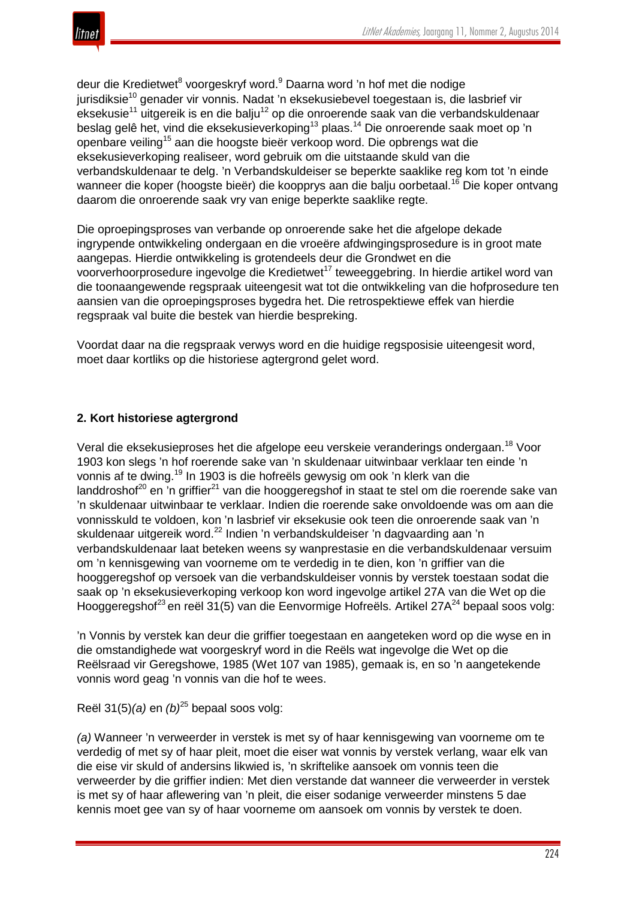deur die Kredietwet[8] voorgeskryf word.[9] Daarna word 'n hof met die nodige jurisdiksie[10] genader vir vonnis. Nadat 'n eksekusiebevel toegestaan is, die lasbrief vir eksekusie[11] uitgereik is en die balju[12] op die onroerende saak van die verbandskuldenaar beslag gelê het, vind die eksekusieverkoping[13] plaas.[14] Die onroerende saak moet op 'n openbare veiling[15] aan die hoogste bieër verkoop word. Die opbrengs wat die eksekusieverkoping realiseer, word gebruik om die uitstaande skuld van die verbandskuldenaar te delg. 'n Verbandskuldeiser se beperkte saaklike reg kom tot 'n einde wanneer die koper (hoogste bieër) die koopprys aan die balju oorbetaal.[16] Die koper ontvang daarom die onroerende saak vry van enige beperkte saaklike regte.

Die oproepingsproses van verbande op onroerende sake het die afgelope dekade ingrypende ontwikkeling ondergaan en die vroeëre afdwingingsprosedure is in groot mate aangepas. Hierdie ontwikkeling is grotendeels deur die Grondwet en die voorverhoorprosedure ingevolge die Kredietwet[17] teweeggebring. In hierdie artikel word van die toonaangewende regspraak uiteengesit wat tot die ontwikkeling van die hofprosedure ten aansien van die oproepingsproses bygedra het. Die retrospektiewe effek van hierdie regspraak val buite die bestek van hierdie bespreking.

Voordat daar na die regspraak verwys word en die huidige regsposisie uiteengesit word, moet daar kortliks op die historiese agtergrond gelet word.

## 2. Kort historiese agtergrond

Veral die eksekusieproses het die afgelope eeu verskeie veranderings ondergaan.[18] Voor 1903 kon slegs 'n hof roerende sake van 'n skuldenaar uitwinbaar verklaar ten einde 'n vonnis af te dwing.[19] In 1903 is die hofreëls gewysig om ook 'n klerk van die landdroshof[20] en 'n griffier[21] van die hooggeregshof in staat te stel om die roerende sake van 'n skuldenaar uitwinbaar te verklaar. Indien die roerende sake onvoldoende was om aan die vonnisskuld te voldoen, kon 'n lasbrief vir eksekusie ook teen die onroerende saak van 'n skuldenaar uitgereik word.[22] Indien 'n verbandskuldeiser 'n dagvaarding aan 'n verbandskuldenaar laat beteken weens sy wanprestasie en die verbandskuldenaar versuim om 'n kennisgewing van voorneme om te verdedig in te dien, kon 'n griffier van die hooggeregshof op versoek van die verbandskuldeiser vonnis by verstek toestaan sodat die saak op 'n eksekusieverkoping verkoop kon word ingevolge artikel 27A van die Wet op die Hooggeregshof[23] en reël 31(5) van die Eenvormige Hofreëls. Artikel 27A[24] bepaal soos volg:

'n Vonnis by verstek kan deur die griffier toegestaan en aangeteken word op die wyse en in die omstandighede wat voorgeskryf word in die Reëls wat ingevolge die Wet op die Reëlsraad vir Geregshowe, 1985 (Wet 107 van 1985), gemaak is, en so 'n aangetekende vonnis word geag 'n vonnis van die hof te wees.

Reël 31(5)*(a)* en *(b)*[25] bepaal soos volg:

*(a)* Wanneer 'n verweerder in verstek is met sy of haar kennisgewing van voorneme om te verdedig of met sy of haar pleit, moet die eiser wat vonnis by verstek verlang, waar elk van die eise vir skuld of andersins likwied is, 'n skriftelike aansoek om vonnis teen die verweerder by die griffier indien: Met dien verstande dat wanneer die verweerder in verstek is met sy of haar aflewering van 'n pleit, die eiser sodanige verweerder minstens 5 dae kennis moet gee van sy of haar voorneme om aansoek om vonnis by verstek te doen.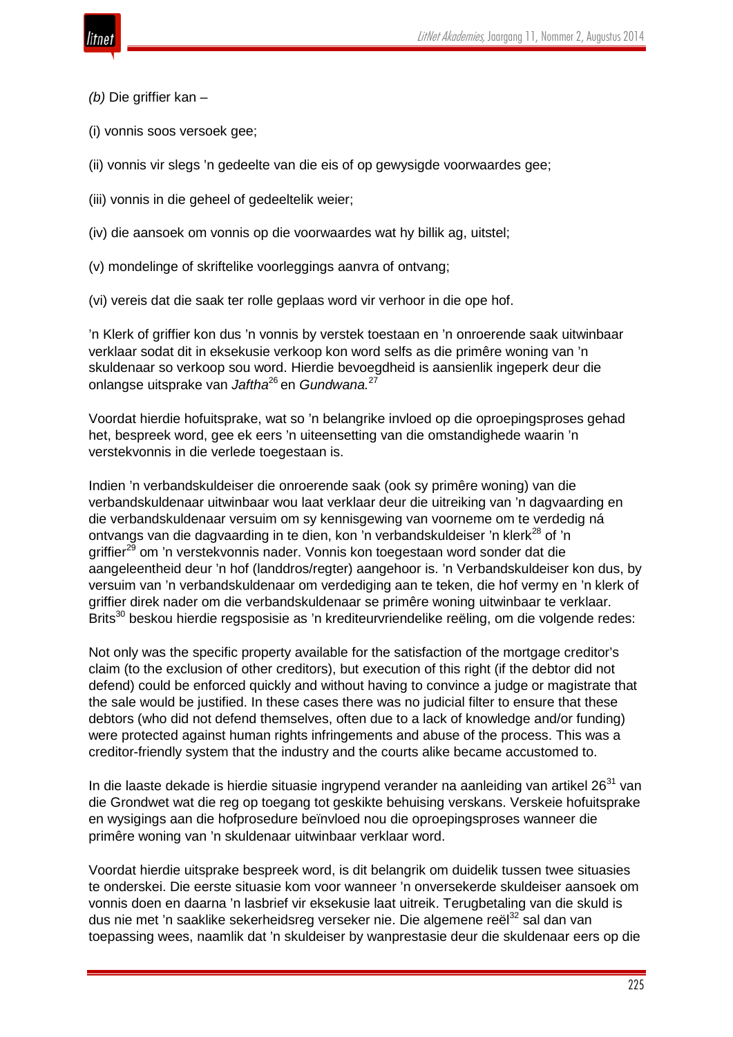*(b)* Die griffier kan –

(i) vonnis soos versoek gee;

(ii) vonnis vir slegs ’n gedeelte van die eis of op gewysigde voorwaardes gee;

(iii) vonnis in die geheel of gedeeltelik weier;

(iv) die aansoek om vonnis op die voorwaardes wat hy billik ag, uitstel;

(v) mondelinge of skriftelike voorleggings aanvra of ontvang;

(vi) vereis dat die saak ter rolle geplaas word vir verhoor in die ope hof.

’n Klerk of griffier kon dus ’n vonnis by verstek toestaan en ’n onroerende saak uitwinbaar verklaar sodat dit in eksekusie verkoop kon word selfs as die primêre woning van ’n skuldenaar so verkoop sou word. Hierdie bevoegdheid is aansienlik ingeperk deur die onlangse uitsprake van *Jaftha*[26] en *Gundwana.*[27]

Voordat hierdie hofuitsprake, wat so ’n belangrike invloed op die oproepingsproses gehad het, bespreek word, gee ek eers ’n uiteensetting van die omstandighede waarin ’n verstekvonnis in die verlede toegestaan is.

Indien ’n verbandskuldeiser die onroerende saak (ook sy primêre woning) van die verbandskuldenaar uitwinbaar wou laat verklaar deur die uitreiking van ’n dagvaarding en die verbandskuldenaar versuim om sy kennisgewing van voorneme om te verdedig ná ontvangs van die dagvaarding in te dien, kon ’n verbandskuldeiser ’n klerk[28] of ’n griffier[29] om ’n verstekvonnis nader. Vonnis kon toegestaan word sonder dat die aangeleentheid deur ’n hof (landdros/regter) aangehoor is. ’n Verbandskuldeiser kon dus, by versuim van ’n verbandskuldenaar om verdediging aan te teken, die hof vermy en ’n klerk of griffier direk nader om die verbandskuldenaar se primêre woning uitwinbaar te verklaar. Brits[30] beskou hierdie regsposisie as ’n krediteurvriendelike reëling, om die volgende redes:

Not only was the specific property available for the satisfaction of the mortgage creditor’s claim (to the exclusion of other creditors), but execution of this right (if the debtor did not defend) could be enforced quickly and without having to convince a judge or magistrate that the sale would be justified. In these cases there was no judicial filter to ensure that these debtors (who did not defend themselves, often due to a lack of knowledge and/or funding) were protected against human rights infringements and abuse of the process. This was a creditor-friendly system that the industry and the courts alike became accustomed to.

In die laaste dekade is hierdie situasie ingrypend verander na aanleiding van artikel 26[31] van die Grondwet wat die reg op toegang tot geskikte behuising verskans. Verskeie hofuitsprake en wysigings aan die hofprosedure beïnvloed nou die oproepingsproses wanneer die primêre woning van ’n skuldenaar uitwinbaar verklaar word.

Voordat hierdie uitsprake bespreek word, is dit belangrik om duidelik tussen twee situasies te onderskei. Die eerste situasie kom voor wanneer ’n onversekerde skuldeiser aansoek om vonnis doen en daarna ’n lasbrief vir eksekusie laat uitreik. Terugbetaling van die skuld is dus nie met ’n saaklike sekerheidsreg verseker nie. Die algemene reël[32] sal dan van toepassing wees, naamlik dat ’n skuldeiser by wanprestasie deur die skuldenaar eers op die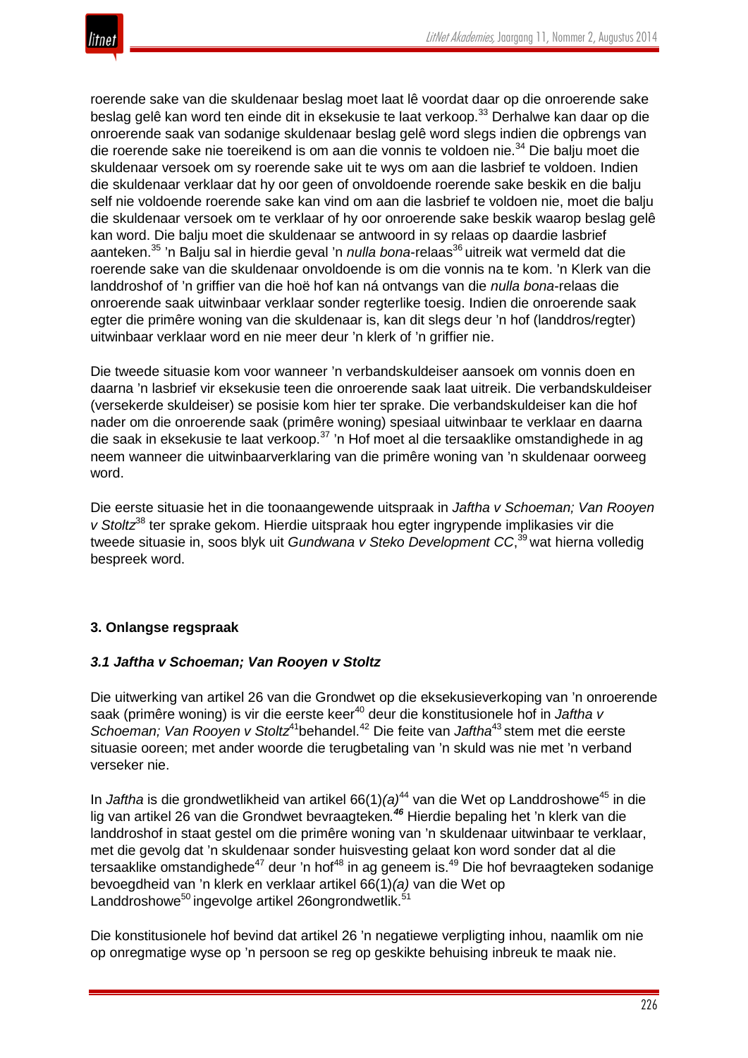roerende sake van die skuldenaar beslag moet laat lê voordat daar op die onroerende sake beslag gelê kan word ten einde dit in eksekusie te laat verkoop.[33] Derhalwe kan daar op die onroerende saak van sodanige skuldenaar beslag gelê word slegs indien die opbrengs van die roerende sake nie toereikend is om aan die vonnis te voldoen nie.[34] Die balju moet die skuldenaar versoek om sy roerende sake uit te wys om aan die lasbrief te voldoen. Indien die skuldenaar verklaar dat hy oor geen of onvoldoende roerende sake beskik en die balju self nie voldoende roerende sake kan vind om aan die lasbrief te voldoen nie, moet die balju die skuldenaar versoek om te verklaar of hy oor onroerende sake beskik waarop beslag gelê kan word. Die balju moet die skuldenaar se antwoord in sy relaas op daardie lasbrief aanteken.[35] 'n Balju sal in hierdie geval 'n *nulla bona*-relaas[36] uitreik wat vermeld dat die roerende sake van die skuldenaar onvoldoende is om die vonnis na te kom. 'n Klerk van die landdroshof of 'n griffier van die hoë hof kan ná ontvangs van die *nulla bona*-relaas die onroerende saak uitwinbaar verklaar sonder regterlike toesig. Indien die onroerende saak egter die primêre woning van die skuldenaar is, kan dit slegs deur 'n hof (landdros/regter) uitwinbaar verklaar word en nie meer deur 'n klerk of 'n griffier nie.

Die tweede situasie kom voor wanneer 'n verbandskuldeiser aansoek om vonnis doen en daarna 'n lasbrief vir eksekusie teen die onroerende saak laat uitreik. Die verbandskuldeiser (versekerde skuldeiser) se posisie kom hier ter sprake. Die verbandskuldeiser kan die hof nader om die onroerende saak (primêre woning) spesiaal uitwinbaar te verklaar en daarna die saak in eksekusie te laat verkoop.[37] 'n Hof moet al die tersaaklike omstandighede in ag neem wanneer die uitwinbaarverklaring van die primêre woning van 'n skuldenaar oorweeg word.

Die eerste situasie het in die toonaangewende uitspraak in *Jaftha v Schoeman; Van Rooyen v Stoltz*[38] ter sprake gekom. Hierdie uitspraak hou egter ingrypende implikasies vir die tweede situasie in, soos blyk uit *Gundwana v Steko Development CC*,[39] wat hierna volledig bespreek word.

## 3. Onlangse regspraak

### *3.1 Jaftha v Schoeman; Van Rooyen v Stoltz*

Die uitwerking van artikel 26 van die Grondwet op die eksekusieverkoping van 'n onroerende saak (primêre woning) is vir die eerste keer[40] deur die konstitusionele hof in *Jaftha v Schoeman; Van Rooyen v Stoltz*[41] behandel.[42] Die feite van *Jaftha*[43] stem met die eerste situasie ooreen; met ander woorde die terugbetaling van 'n skuld was nie met 'n verband verseker nie.

In *Jaftha* is die grondwetlikheid van artikel 66(1)*(a)*[44] van die Wet op Landdroshowe[45] in die lig van artikel 26 van die Grondwet bevraagteken.[46] Hierdie bepaling het 'n klerk van die landdroshof in staat gestel om die primêre woning van 'n skuldenaar uitwinbaar te verklaar, met die gevolg dat 'n skuldenaar sonder huisvesting gelaat kon word sonder dat al die tersaaklike omstandighede[47] deur 'n hof[48] in ag geneem is.[49] Die hof bevraagteken sodanige bevoegdheid van 'n klerk en verklaar artikel 66(1)*(a)* van die Wet op Landdroshowe[50] ingevolge artikel 26ongrondwetlik.[51]

Die konstitusionele hof bevind dat artikel 26 'n negatiewe verpligting inhou, naamlik om nie op onregmatige wyse op 'n persoon se reg op geskikte behuising inbreuk te maak nie.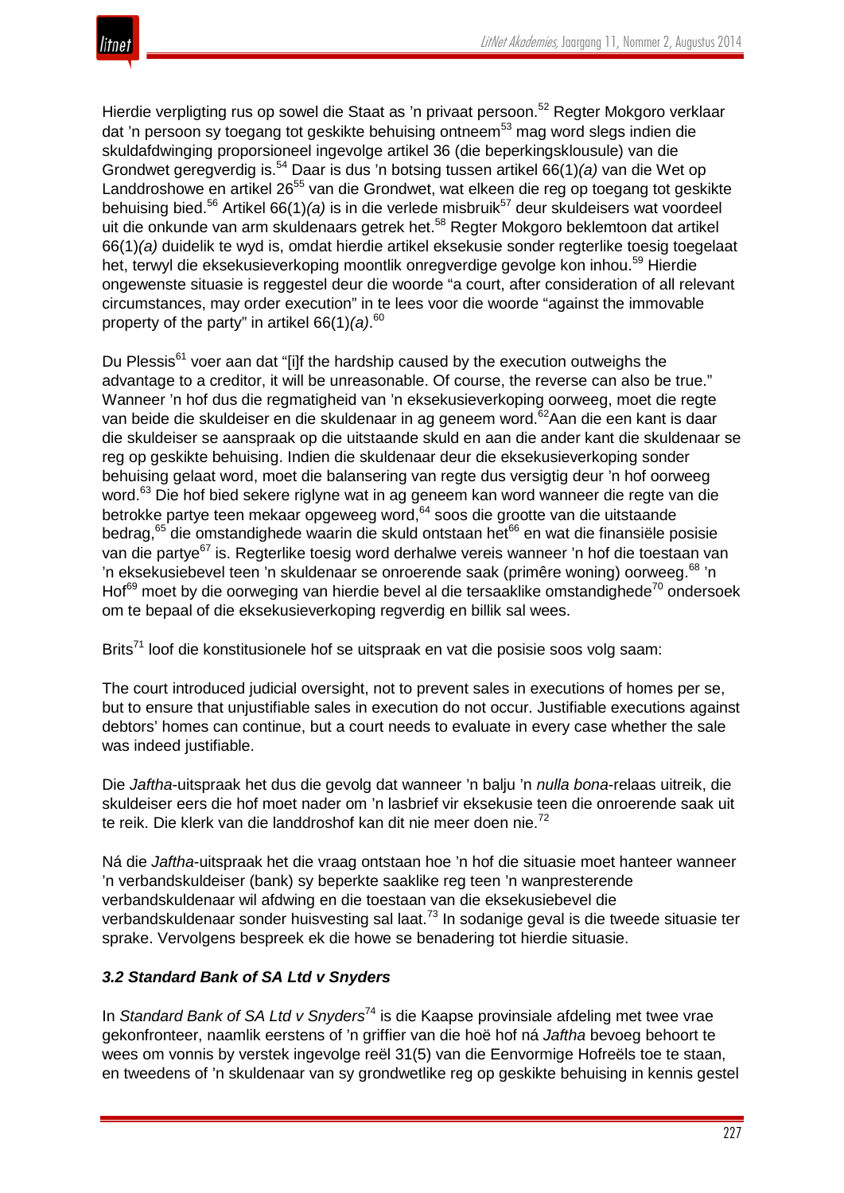Hierdie verpligting rus op sowel die Staat as 'n privaat persoon.[52] Regter Mokgoro verklaar dat 'n persoon sy toegang tot geskikte behuising ontneem[53] mag word slegs indien die skuldafdwinging proporsioneel ingevolge artikel 36 (die beperkingsklousule) van die Grondwet geregverdig is.[54] Daar is dus 'n botsing tussen artikel 66(1)*(a)* van die Wet op Landdroshowe en artikel 26[55] van die Grondwet, wat elkeen die reg op toegang tot geskikte behuising bied.[56] Artikel 66(1)*(a)* is in die verlede misbruik[57] deur skuldeisers wat voordeel uit die onkunde van arm skuldenaars getrek het.[58] Regter Mokgoro beklemtoon dat artikel 66(1)*(a)* duidelik te wyd is, omdat hierdie artikel eksekusie sonder regterlike toesig toegelaat het, terwyl die eksekusieverkoping moontlik onregverdige gevolge kon inhou.[59] Hierdie ongewenste situasie is reggestel deur die woorde "a court, after consideration of all relevant circumstances, may order execution" in te lees voor die woorde "against the immovable property of the party" in artikel 66(1)*(a)*.[60]

Du Plessis[61] voer aan dat "[i]f the hardship caused by the execution outweighs the advantage to a creditor, it will be unreasonable. Of course, the reverse can also be true." Wanneer 'n hof dus die regmatigheid van 'n eksekusieverkoping oorweeg, moet die regte van beide die skuldeiser en die skuldenaar in ag geneem word.[62]Aan die een kant is daar die skuldeiser se aanspraak op die uitstaande skuld en aan die ander kant die skuldenaar se reg op geskikte behuising. Indien die skuldenaar deur die eksekusieverkoping sonder behuising gelaat word, moet die balansering van regte dus versigtig deur 'n hof oorweeg word.[63] Die hof bied sekere riglyne wat in ag geneem kan word wanneer die regte van die betrokke partye teen mekaar opgeweeg word,[64] soos die grootte van die uitstaande bedrag,[65] die omstandighede waarin die skuld ontstaan het[66] en wat die finansiële posisie van die partye[67] is. Regterlike toesig word derhalwe vereis wanneer 'n hof die toestaan van 'n eksekusiebevel teen 'n skuldenaar se onroerende saak (primêre woning) oorweeg.[68] 'n Hof[69] moet by die oorweging van hierdie bevel al die tersaaklike omstandighede[70] ondersoek om te bepaal of die eksekusieverkoping regverdig en billik sal wees.

Brits[71] loof die konstitusionele hof se uitspraak en vat die posisie soos volg saam:

The court introduced judicial oversight, not to prevent sales in executions of homes per se, but to ensure that unjustifiable sales in execution do not occur. Justifiable executions against debtors' homes can continue, but a court needs to evaluate in every case whether the sale was indeed justifiable.

Die *Jaftha*-uitspraak het dus die gevolg dat wanneer 'n balju 'n *nulla bona*-relaas uitreik, die skuldeiser eers die hof moet nader om 'n lasbrief vir eksekusie teen die onroerende saak uit te reik. Die klerk van die landdroshof kan dit nie meer doen nie.[72]

Ná die *Jaftha*-uitspraak het die vraag ontstaan hoe 'n hof die situasie moet hanteer wanneer 'n verbandskuldeiser (bank) sy beperkte saaklike reg teen 'n wanpresterende verbandskuldenaar wil afdwing en die toestaan van die eksekusiebevel die verbandskuldenaar sonder huisvesting sal laat.[73] In sodanige geval is die tweede situasie ter sprake. Vervolgens bespreek ek die howe se benadering tot hierdie situasie.

### *3.2 Standard Bank of SA Ltd v Snyders*

In *Standard Bank of SA Ltd v Snyders*[74] is die Kaapse provinsiale afdeling met twee vrae gekonfronteer, naamlik eerstens of 'n griffier van die hoë hof ná *Jaftha* bevoeg behoort te wees om vonnis by verstek ingevolge reël 31(5) van die Eenvormige Hofreëls toe te staan, en tweedens of 'n skuldenaar van sy grondwetlike reg op geskikte behuising in kennis gestel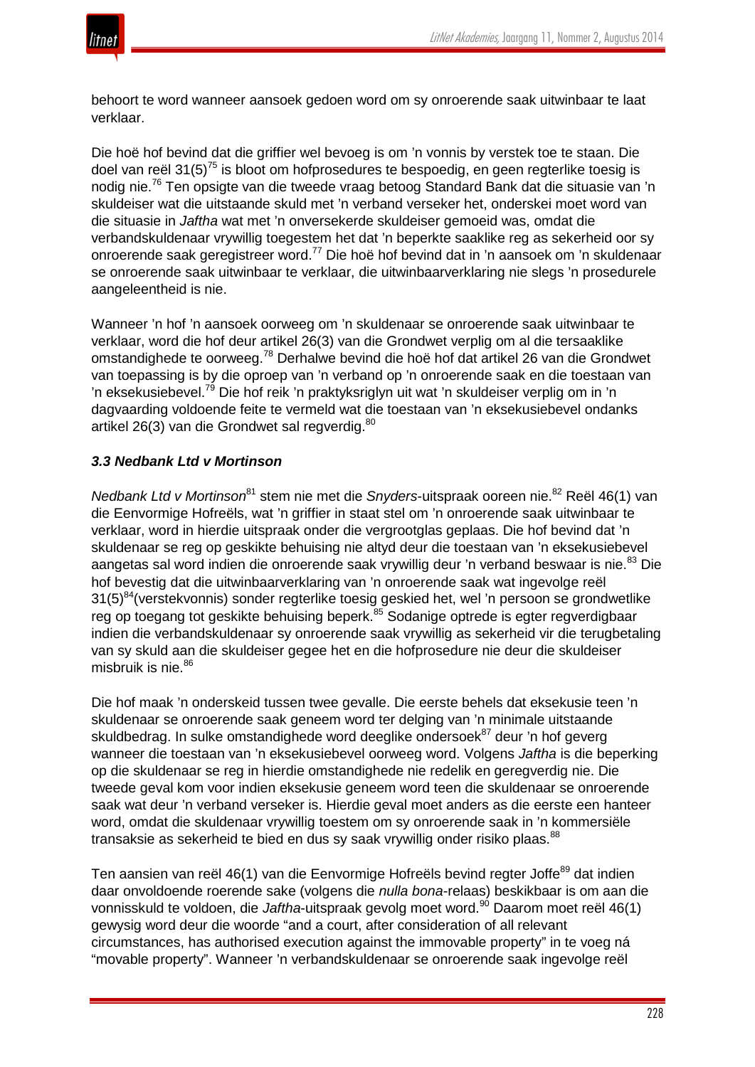behoort te word wanneer aansoek gedoen word om sy onroerende saak uitwinbaar te laat verklaar.

Die hoë hof bevind dat die griffier wel bevoeg is om 'n vonnis by verstek toe te staan. Die doel van reël 31(5)[75] is bloot om hofprosedures te bespoedig, en geen regterlike toesig is nodig nie.[76] Ten opsigte van die tweede vraag betoog Standard Bank dat die situasie van 'n skuldeiser wat die uitstaande skuld met 'n verband verseker het, onderskei moet word van die situasie in *Jaftha* wat met 'n onversekerde skuldeiser gemoeid was, omdat die verbandskuldenaar vrywillig toegestem het dat 'n beperkte saaklike reg as sekerheid oor sy onroerende saak geregistreer word.[77] Die hoë hof bevind dat in 'n aansoek om 'n skuldenaar se onroerende saak uitwinbaar te verklaar, die uitwinbaarverklaring nie slegs 'n prosedurele aangeleentheid is nie.

Wanneer 'n hof 'n aansoek oorweeg om 'n skuldenaar se onroerende saak uitwinbaar te verklaar, word die hof deur artikel 26(3) van die Grondwet verplig om al die tersaaklike omstandighede te oorweeg.[78] Derhalwe bevind die hoë hof dat artikel 26 van die Grondwet van toepassing is by die oproep van 'n verband op 'n onroerende saak en die toestaan van 'n eksekusiebevel.[79] Die hof reik 'n praktyksriglyn uit wat 'n skuldeiser verplig om in 'n dagvaarding voldoende feite te vermeld wat die toestaan van 'n eksekusiebevel ondanks artikel 26(3) van die Grondwet sal regverdig.[80]

### *3.3 Nedbank Ltd v Mortinson*

*Nedbank Ltd v Mortinson*[81] stem nie met die *Snyders*-uitspraak ooreen nie.[82] Reël 46(1) van die Eenvormige Hofreëls, wat 'n griffier in staat stel om 'n onroerende saak uitwinbaar te verklaar, word in hierdie uitspraak onder die vergrootglas geplaas. Die hof bevind dat 'n skuldenaar se reg op geskikte behuising nie altyd deur die toestaan van 'n eksekusiebevel aangetas sal word indien die onroerende saak vrywillig deur 'n verband beswaar is nie.[83] Die hof bevestig dat die uitwinbaarverklaring van 'n onroerende saak wat ingevolge reël 31(5)[84](verstekvonnis) sonder regterlike toesig geskied het, wel 'n persoon se grondwetlike reg op toegang tot geskikte behuising beperk.[85] Sodanige optrede is egter regverdigbaar indien die verbandskuldenaar sy onroerende saak vrywillig as sekerheid vir die terugbetaling van sy skuld aan die skuldeiser gegee het en die hofprosedure nie deur die skuldeiser misbruik is nie.[86]

Die hof maak 'n onderskeid tussen twee gevalle. Die eerste behels dat eksekusie teen 'n skuldenaar se onroerende saak geneem word ter delging van 'n minimale uitstaande skuldbedrag. In sulke omstandighede word deeglike ondersoek[87] deur 'n hof geverg wanneer die toestaan van 'n eksekusiebevel oorweeg word. Volgens *Jaftha* is die beperking op die skuldenaar se reg in hierdie omstandighede nie redelik en geregverdig nie. Die tweede geval kom voor indien eksekusie geneem word teen die skuldenaar se onroerende saak wat deur 'n verband verseker is. Hierdie geval moet anders as die eerste een hanteer word, omdat die skuldenaar vrywillig toestem om sy onroerende saak in 'n kommersiële transaksie as sekerheid te bied en dus sy saak vrywillig onder risiko plaas.[88]

Ten aansien van reël 46(1) van die Eenvormige Hofreëls bevind regter Joffe[89] dat indien daar onvoldoende roerende sake (volgens die *nulla bona*-relaas) beskikbaar is om aan die vonnisskuld te voldoen, die *Jaftha*-uitspraak gevolg moet word.[90] Daarom moet reël 46(1) gewysig word deur die woorde "and a court, after consideration of all relevant circumstances, has authorised execution against the immovable property" in te voeg ná "movable property". Wanneer 'n verbandskuldenaar se onroerende saak ingevolge reël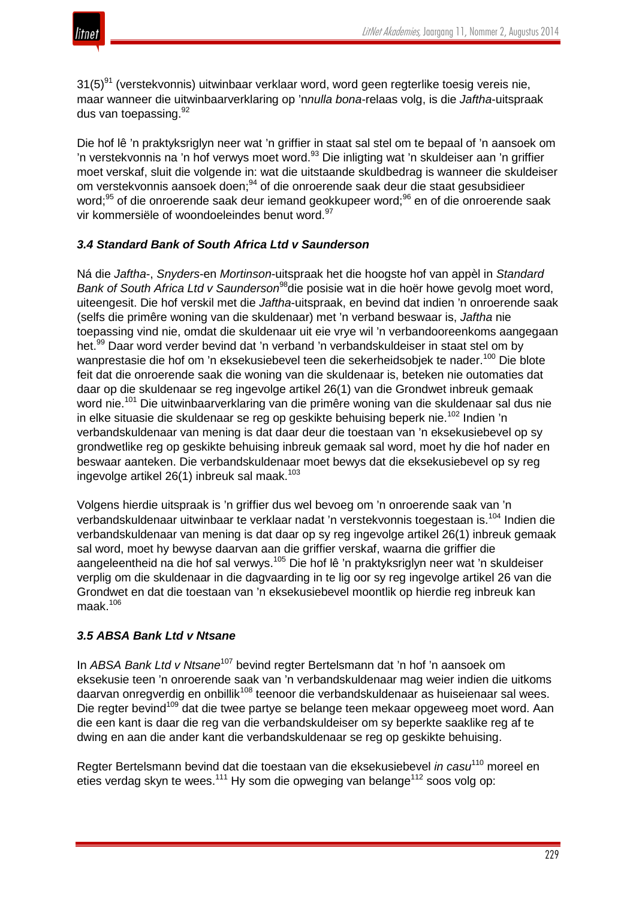31(5)[91] (verstekvonnis) uitwinbaar verklaar word, word geen regterlike toesig vereis nie, maar wanneer die uitwinbaarverklaring op 'n*nulla bona*-relaas volg, is die *Jaftha*-uitspraak dus van toepassing.[92]

Die hof lê 'n praktyksriglyn neer wat 'n griffier in staat sal stel om te bepaal of 'n aansoek om 'n verstekvonnis na 'n hof verwys moet word.[93] Die inligting wat 'n skuldeiser aan 'n griffier moet verskaf, sluit die volgende in: wat die uitstaande skuldbedrag is wanneer die skuldeiser om verstekvonnis aansoek doen;[94] of die onroerende saak deur die staat gesubsidieer word;[95] of die onroerende saak deur iemand geokkupeer word;[96] en of die onroerende saak vir kommersiële of woondoeleindes benut word.[97]

### *3.4 Standard Bank of South Africa Ltd v Saunderson*

Ná die *Jaftha*-, *Snyders*-en *Mortinson*-uitspraak het die hoogste hof van appèl in *Standard Bank of South Africa Ltd v Saunderson*[98]die posisie wat in die hoër howe gevolg moet word, uiteengesit. Die hof verskil met die *Jaftha*-uitspraak, en bevind dat indien 'n onroerende saak (selfs die primêre woning van die skuldenaar) met 'n verband beswaar is, *Jaftha* nie toepassing vind nie, omdat die skuldenaar uit eie vrye wil 'n verbandooreenkoms aangegaan het.[99] Daar word verder bevind dat 'n verband 'n verbandskuldeiser in staat stel om by wanprestasie die hof om 'n eksekusiebevel teen die sekerheidsobjek te nader.[100] Die blote feit dat die onroerende saak die woning van die skuldenaar is, beteken nie outomaties dat daar op die skuldenaar se reg ingevolge artikel 26(1) van die Grondwet inbreuk gemaak word nie.[101] Die uitwinbaarverklaring van die primêre woning van die skuldenaar sal dus nie in elke situasie die skuldenaar se reg op geskikte behuising beperk nie.[102] Indien 'n verbandskuldenaar van mening is dat daar deur die toestaan van 'n eksekusiebevel op sy grondwetlike reg op geskikte behuising inbreuk gemaak sal word, moet hy die hof nader en beswaar aanteken. Die verbandskuldenaar moet bewys dat die eksekusiebevel op sy reg ingevolge artikel 26(1) inbreuk sal maak.[103]

Volgens hierdie uitspraak is 'n griffier dus wel bevoeg om 'n onroerende saak van 'n verbandskuldenaar uitwinbaar te verklaar nadat 'n verstekvonnis toegestaan is.[104] Indien die verbandskuldenaar van mening is dat daar op sy reg ingevolge artikel 26(1) inbreuk gemaak sal word, moet hy bewyse daarvan aan die griffier verskaf, waarna die griffier die aangeleentheid na die hof sal verwys.[105] Die hof lê 'n praktyksriglyn neer wat 'n skuldeiser verplig om die skuldenaar in die dagvaarding in te lig oor sy reg ingevolge artikel 26 van die Grondwet en dat die toestaan van 'n eksekusiebevel moontlik op hierdie reg inbreuk kan maak.[106]

### *3.5 ABSA Bank Ltd v Ntsane*

In *ABSA Bank Ltd v Ntsane*[107] bevind regter Bertelsmann dat 'n hof 'n aansoek om eksekusie teen 'n onroerende saak van 'n verbandskuldenaar mag weier indien die uitkoms daarvan onregverdig en onbillik[108] teenoor die verbandskuldenaar as huiseienaar sal wees. Die regter bevind[109] dat die twee partye se belange teen mekaar opgeweeg moet word. Aan die een kant is daar die reg van die verbandskuldeiser om sy beperkte saaklike reg af te dwing en aan die ander kant die verbandskuldenaar se reg op geskikte behuising.

Regter Bertelsmann bevind dat die toestaan van die eksekusiebevel *in casu*[110] moreel en eties verdag skyn te wees.[111] Hy som die opweging van belange[112] soos volg op: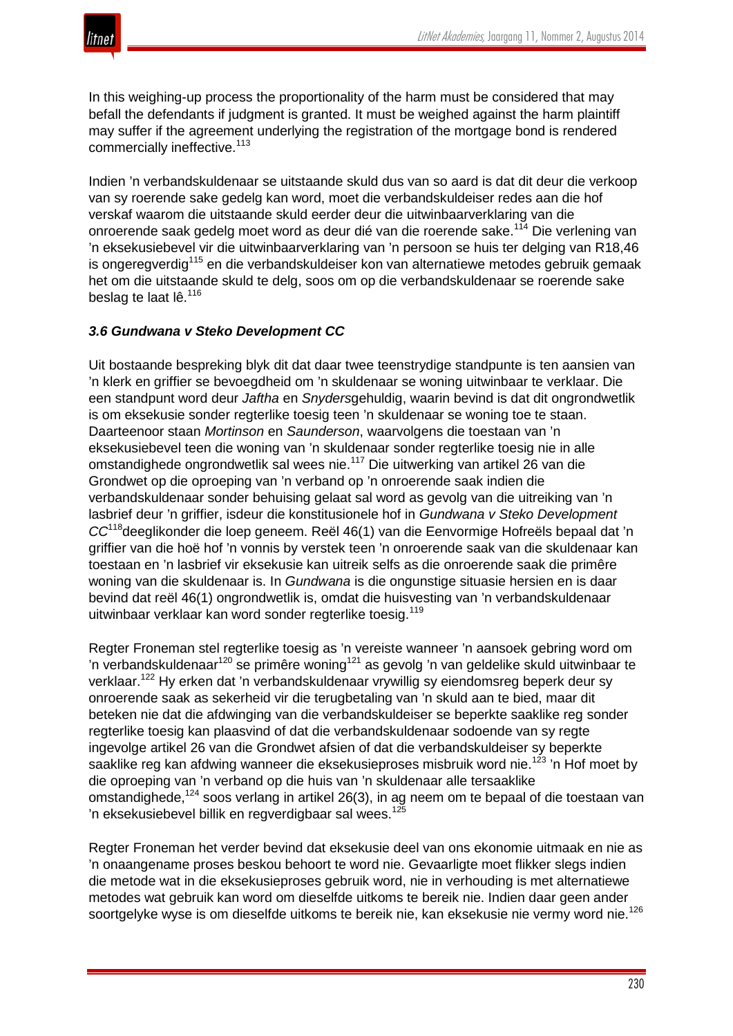In this weighing-up process the proportionality of the harm must be considered that may befall the defendants if judgment is granted. It must be weighed against the harm plaintiff may suffer if the agreement underlying the registration of the mortgage bond is rendered commercially ineffective.[113]

Indien ’n verbandskuldenaar se uitstaande skuld dus van so aard is dat dit deur die verkoop van sy roerende sake gedelg kan word, moet die verbandskuldeiser redes aan die hof verskaf waarom die uitstaande skuld eerder deur die uitwinbaarverklaring van die onroerende saak gedelg moet word as deur dié van die roerende sake.[114] Die verlening van ’n eksekusiebevel vir die uitwinbaarverklaring van ’n persoon se huis ter delging van R18,46 is ongeregverdig[115] en die verbandskuldeiser kon van alternatiewe metodes gebruik gemaak het om die uitstaande skuld te delg, soos om op die verbandskuldenaar se roerende sake beslag te laat lê.[116]

### *3.6 Gundwana v Steko Development CC*

Uit bostaande bespreking blyk dit dat daar twee teenstrydige standpunte is ten aansien van ’n klerk en griffier se bevoegdheid om ’n skuldenaar se woning uitwinbaar te verklaar. Die een standpunt word deur *Jaftha* en *Snyders*gehuldig, waarin bevind is dat dit ongrondwetlik is om eksekusie sonder regterlike toesig teen ’n skuldenaar se woning toe te staan. Daarteenoor staan *Mortinson* en *Saunderson*, waarvolgens die toestaan van ’n eksekusiebevel teen die woning van ’n skuldenaar sonder regterlike toesig nie in alle omstandighede ongrondwetlik sal wees nie.[117] Die uitwerking van artikel 26 van die Grondwet op die oproeping van ’n verband op ’n onroerende saak indien die verbandskuldenaar sonder behuising gelaat sal word as gevolg van die uitreiking van ’n lasbrief deur ’n griffier, isdeur die konstitusionele hof in *Gundwana v Steko Development CC*[118]deeglikonder die loep geneem. Reël 46(1) van die Eenvormige Hofreëls bepaal dat ’n griffier van die hoë hof ’n vonnis by verstek teen ’n onroerende saak van die skuldenaar kan toestaan en ’n lasbrief vir eksekusie kan uitreik selfs as die onroerende saak die primêre woning van die skuldenaar is. In *Gundwana* is die ongunstige situasie hersien en is daar bevind dat reël 46(1) ongrondwetlik is, omdat die huisvesting van ’n verbandskuldenaar uitwinbaar verklaar kan word sonder regterlike toesig.[119]

Regter Froneman stel regterlike toesig as ’n vereiste wanneer ’n aansoek gebring word om ’n verbandskuldenaar[120] se primêre woning[121] as gevolg ’n van geldelike skuld uitwinbaar te verklaar.[122] Hy erken dat ’n verbandskuldenaar vrywillig sy eiendomsreg beperk deur sy onroerende saak as sekerheid vir die terugbetaling van ’n skuld aan te bied, maar dit beteken nie dat die afdwinging van die verbandskuldeiser se beperkte saaklike reg sonder regterlike toesig kan plaasvind of dat die verbandskuldenaar sodoende van sy regte ingevolge artikel 26 van die Grondwet afsien of dat die verbandskuldeiser sy beperkte saaklike reg kan afdwing wanneer die eksekusieproses misbruik word nie.[123] ’n Hof moet by die oproeping van ’n verband op die huis van ’n skuldenaar alle tersaaklike omstandighede,[124] soos verlang in artikel 26(3), in ag neem om te bepaal of die toestaan van ’n eksekusiebevel billik en regverdigbaar sal wees.[125]

Regter Froneman het verder bevind dat eksekusie deel van ons ekonomie uitmaak en nie as ’n onaangename proses beskou behoort te word nie. Gevaarligte moet flikker slegs indien die metode wat in die eksekusieproses gebruik word, nie in verhouding is met alternatiewe metodes wat gebruik kan word om dieselfde uitkoms te bereik nie. Indien daar geen ander soortgelyke wyse is om dieselfde uitkoms te bereik nie, kan eksekusie nie vermy word nie.[126]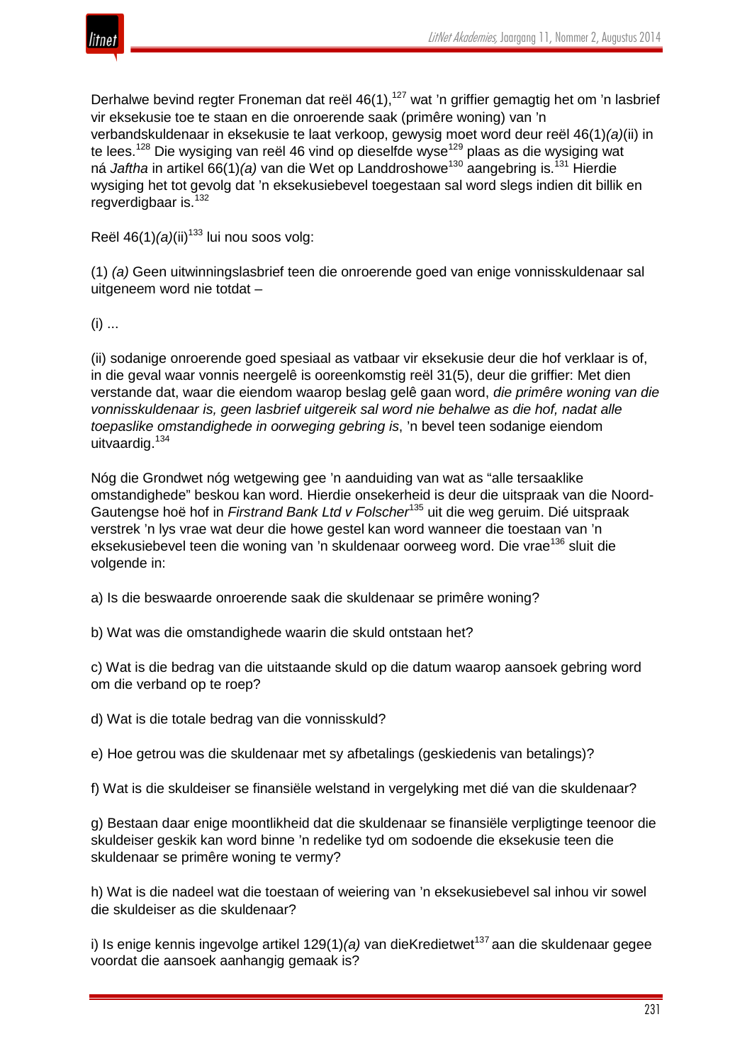Derhalwe bevind regter Froneman dat reël 46(1),[127] wat 'n griffier gemagtig het om 'n lasbrief vir eksekusie toe te staan en die onroerende saak (primêre woning) van 'n verbandskuldenaar in eksekusie te laat verkoop, gewysig moet word deur reël 46(1)*(a)*(ii) in te lees.[128] Die wysiging van reël 46 vind op dieselfde wyse[129] plaas as die wysiging wat ná *Jaftha* in artikel 66(1)*(a)* van die Wet op Landdroshowe[130] aangebring is.[131] Hierdie wysiging het tot gevolg dat 'n eksekusiebevel toegestaan sal word slegs indien dit billik en regverdigbaar is.[132]

Reël 46(1)*(a)*(ii)[133] lui nou soos volg:

(1) *(a)* Geen uitwinningslasbrief teen die onroerende goed van enige vonnisskuldenaar sal uitgeneem word nie totdat –

(i) ...

(ii) sodanige onroerende goed spesiaal as vatbaar vir eksekusie deur die hof verklaar is of, in die geval waar vonnis neergelê is ooreenkomstig reël 31(5), deur die griffier: Met dien verstande dat, waar die eiendom waarop beslag gelê gaan word, *die primêre woning van die vonnisskuldenaar is, geen lasbrief uitgereik sal word nie behalwe as die hof, nadat alle toepaslike omstandighede in oorweging gebring is*, 'n bevel teen sodanige eiendom uitvaardig.[134]

Nóg die Grondwet nóg wetgewing gee 'n aanduiding van wat as "alle tersaaklike omstandighede" beskou kan word. Hierdie onsekerheid is deur die uitspraak van die Noord-Gautengse hoë hof in *Firstrand Bank Ltd v Folscher*[135] uit die weg geruim. Dié uitspraak verstrek 'n lys vrae wat deur die howe gestel kan word wanneer die toestaan van 'n eksekusiebevel teen die woning van 'n skuldenaar oorweeg word. Die vrae[136] sluit die volgende in:

a) Is die beswaarde onroerende saak die skuldenaar se primêre woning?

b) Wat was die omstandighede waarin die skuld ontstaan het?

c) Wat is die bedrag van die uitstaande skuld op die datum waarop aansoek gebring word om die verband op te roep?

d) Wat is die totale bedrag van die vonnisskuld?

e) Hoe getrou was die skuldenaar met sy afbetalings (geskiedenis van betalings)?

f) Wat is die skuldeiser se finansiële welstand in vergelyking met dié van die skuldenaar?

g) Bestaan daar enige moontlikheid dat die skuldenaar se finansiële verpligtinge teenoor die skuldeiser geskik kan word binne 'n redelike tyd om sodoende die eksekusie teen die skuldenaar se primêre woning te vermy?

h) Wat is die nadeel wat die toestaan of weiering van 'n eksekusiebevel sal inhou vir sowel die skuldeiser as die skuldenaar?

i) Is enige kennis ingevolge artikel 129(1)*(a)* van dieKredietwet[137] aan die skuldenaar gegee voordat die aansoek aanhangig gemaak is?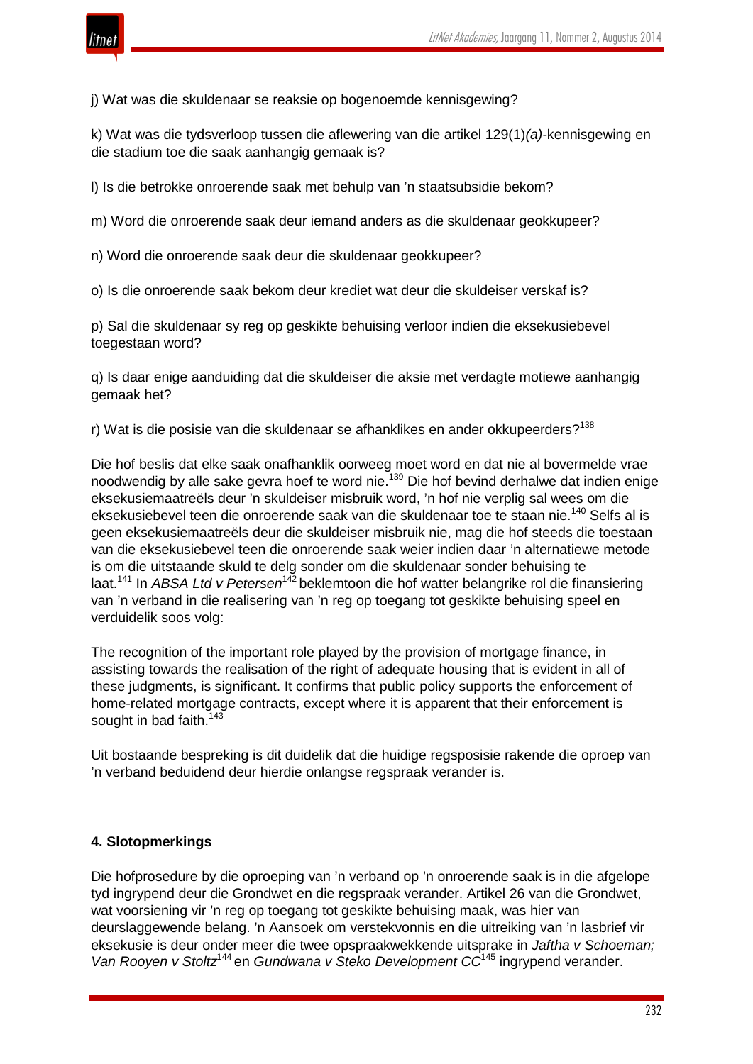j) Wat was die skuldenaar se reaksie op bogenoemde kennisgewing?

k) Wat was die tydsverloop tussen die aflewering van die artikel 129(1)*(a)*-kennisgewing en die stadium toe die saak aanhangig gemaak is?

l) Is die betrokke onroerende saak met behulp van ’n staatsubsidie bekom?

m) Word die onroerende saak deur iemand anders as die skuldenaar geokkupeer?

n) Word die onroerende saak deur die skuldenaar geokkupeer?

o) Is die onroerende saak bekom deur krediet wat deur die skuldeiser verskaf is?

p) Sal die skuldenaar sy reg op geskikte behuising verloor indien die eksekusiebevel toegestaan word?

q) Is daar enige aanduiding dat die skuldeiser die aksie met verdagte motiewe aanhangig gemaak het?

r) Wat is die posisie van die skuldenaar se afhanklikes en ander okkupeerders?[138]

Die hof beslis dat elke saak onafhanklik oorweeg moet word en dat nie al bovermelde vrae noodwendig by alle sake gevra hoef te word nie.[139] Die hof bevind derhalwe dat indien enige eksekusiemaatreëls deur ’n skuldeiser misbruik word, ’n hof nie verplig sal wees om die eksekusiebevel teen die onroerende saak van die skuldenaar toe te staan nie.[140] Selfs al is geen eksekusiemaatreëls deur die skuldeiser misbruik nie, mag die hof steeds die toestaan van die eksekusiebevel teen die onroerende saak weier indien daar ’n alternatiewe metode is om die uitstaande skuld te delg sonder om die skuldenaar sonder behuising te laat.[141] In *ABSA Ltd v Petersen*[142] beklemtoon die hof watter belangrike rol die finansiering van ’n verband in die realisering van ’n reg op toegang tot geskikte behuising speel en verduidelik soos volg:

The recognition of the important role played by the provision of mortgage finance, in assisting towards the realisation of the right of adequate housing that is evident in all of these judgments, is significant. It confirms that public policy supports the enforcement of home-related mortgage contracts, except where it is apparent that their enforcement is sought in bad faith.[143]

Uit bostaande bespreking is dit duidelik dat die huidige regsposisie rakende die oproep van ’n verband beduidend deur hierdie onlangse regspraak verander is.

### 4. Slotopmerkings

Die hofprosedure by die oproeping van ’n verband op ’n onroerende saak is in die afgelope tyd ingrypend deur die Grondwet en die regspraak verander. Artikel 26 van die Grondwet, wat voorsiening vir ’n reg op toegang tot geskikte behuising maak, was hier van deurslaggewende belang. ’n Aansoek om verstekvonnis en die uitreiking van ’n lasbrief vir eksekusie is deur onder meer die twee opspraakwekkende uitsprake in *Jaftha v Schoeman; Van Rooyen v Stoltz*[144] en *Gundwana v Steko Development CC*[145] ingrypend verander.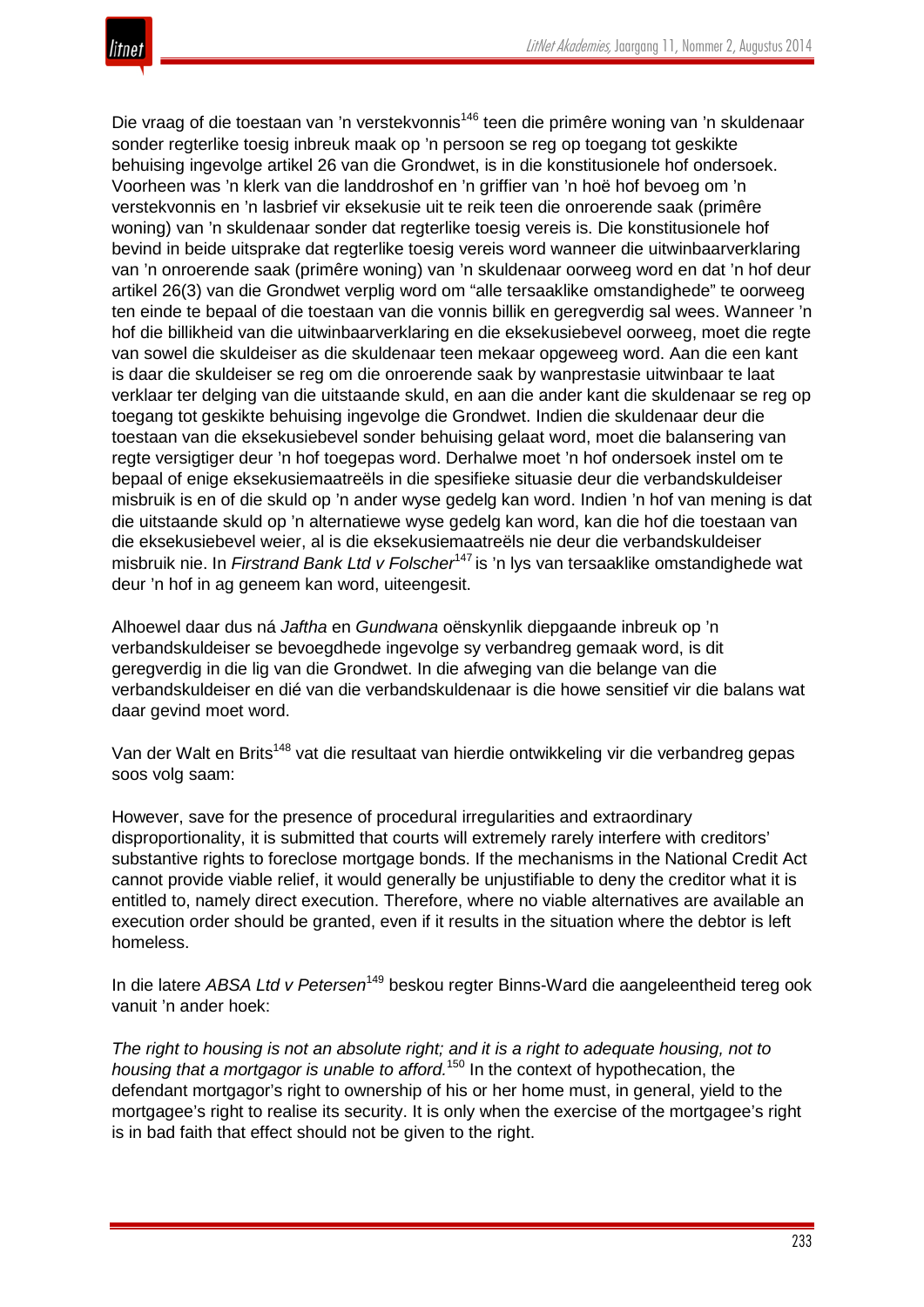Die vraag of die toestaan van 'n verstekvonnis[146] teen die primêre woning van 'n skuldenaar sonder regterlike toesig inbreuk maak op 'n persoon se reg op toegang tot geskikte behuising ingevolge artikel 26 van die Grondwet, is in die konstitusionele hof ondersoek. Voorheen was 'n klerk van die landdroshof en 'n griffier van 'n hoë hof bevoeg om 'n verstekvonnis en 'n lasbrief vir eksekusie uit te reik teen die onroerende saak (primêre woning) van 'n skuldenaar sonder dat regterlike toesig vereis is. Die konstitusionele hof bevind in beide uitsprake dat regterlike toesig vereis word wanneer die uitwinbaarverklaring van 'n onroerende saak (primêre woning) van 'n skuldenaar oorweeg word en dat 'n hof deur artikel 26(3) van die Grondwet verplig word om "alle tersaaklike omstandighede" te oorweeg ten einde te bepaal of die toestaan van die vonnis billik en geregverdig sal wees. Wanneer 'n hof die billikheid van die uitwinbaarverklaring en die eksekusiebevel oorweeg, moet die regte van sowel die skuldeiser as die skuldenaar teen mekaar opgeweeg word. Aan die een kant is daar die skuldeiser se reg om die onroerende saak by wanprestasie uitwinbaar te laat verklaar ter delging van die uitstaande skuld, en aan die ander kant die skuldenaar se reg op toegang tot geskikte behuising ingevolge die Grondwet. Indien die skuldenaar deur die toestaan van die eksekusiebevel sonder behuising gelaat word, moet die balansering van regte versigtiger deur 'n hof toegepas word. Derhalwe moet 'n hof ondersoek instel om te bepaal of enige eksekusiemaatreëls in die spesifieke situasie deur die verbandskuldeiser misbruik is en of die skuld op 'n ander wyse gedelg kan word. Indien 'n hof van mening is dat die uitstaande skuld op 'n alternatiewe wyse gedelg kan word, kan die hof die toestaan van die eksekusiebevel weier, al is die eksekusiemaatreëls nie deur die verbandskuldeiser misbruik nie. In *Firstrand Bank Ltd v Folscher*[147] is 'n lys van tersaaklike omstandighede wat deur 'n hof in ag geneem kan word, uiteengesit.

Alhoewel daar dus ná *Jaftha* en *Gundwana* oënskynlik diepgaande inbreuk op 'n verbandskuldeiser se bevoegdhede ingevolge sy verbandreg gemaak word, is dit geregverdig in die lig van die Grondwet. In die afweging van die belange van die verbandskuldeiser en dié van die verbandskuldenaar is die howe sensitief vir die balans wat daar gevind moet word.

Van der Walt en Brits[148] vat die resultaat van hierdie ontwikkeling vir die verbandreg gepas soos volg saam:

> However, save for the presence of procedural irregularities and extraordinary disproportionality, it is submitted that courts will extremely rarely interfere with creditors' substantive rights to foreclose mortgage bonds. If the mechanisms in the National Credit Act cannot provide viable relief, it would generally be unjustifiable to deny the creditor what it is entitled to, namely direct execution. Therefore, where no viable alternatives are available an execution order should be granted, even if it results in the situation where the debtor is left homeless.

In die latere *ABSA Ltd v Petersen*[149] beskou regter Binns-Ward die aangeleentheid tereg ook vanuit 'n ander hoek:

> *The right to housing is not an absolute right; and it is a right to adequate housing, not to housing that a mortgagor is unable to afford.*[150] In the context of hypothecation, the defendant mortgagor's right to ownership of his or her home must, in general, yield to the mortgagee's right to realise its security. It is only when the exercise of the mortgagee's right is in bad faith that effect should not be given to the right.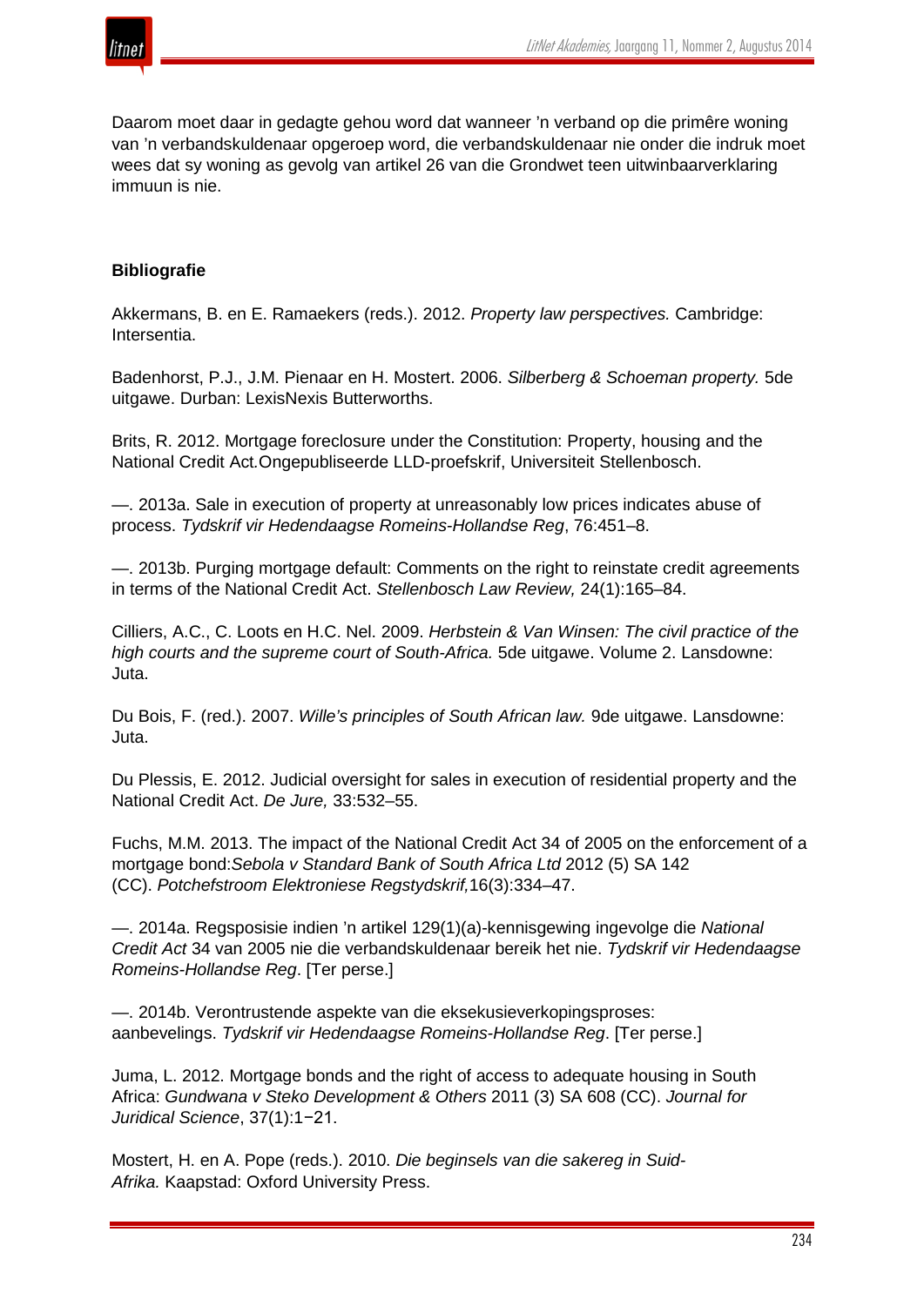Daarom moet daar in gedagte gehou word dat wanneer 'n verband op die primêre woning van 'n verbandskuldenaar opgeroep word, die verbandskuldenaar nie onder die indruk moet wees dat sy woning as gevolg van artikel 26 van die Grondwet teen uitwinbaarverklaring immuun is nie.

**Bibliografie**

Akkermans, B. en E. Ramaekers (reds.). 2012. *Property law perspectives.* Cambridge: Intersentia.

Badenhorst, P.J., J.M. Pienaar en H. Mostert. 2006. *Silberberg & Schoeman property.* 5de uitgawe. Durban: LexisNexis Butterworths.

Brits, R. 2012. Mortgage foreclosure under the Constitution: Property, housing and the National Credit Act.Ongepubliseerde LLD-proefskrif, Universiteit Stellenbosch.

—. 2013a. Sale in execution of property at unreasonably low prices indicates abuse of process. *Tydskrif vir Hedendaagse Romeins-Hollandse Reg*, 76:451–8.

—. 2013b. Purging mortgage default: Comments on the right to reinstate credit agreements in terms of the National Credit Act. *Stellenbosch Law Review,* 24(1):165–84.

Cilliers, A.C., C. Loots en H.C. Nel. 2009. *Herbstein & Van Winsen: The civil practice of the high courts and the supreme court of South-Africa.* 5de uitgawe. Volume 2. Lansdowne: Juta.

Du Bois, F. (red.). 2007. *Wille's principles of South African law.* 9de uitgawe. Lansdowne: Juta.

Du Plessis, E. 2012. Judicial oversight for sales in execution of residential property and the National Credit Act. *De Jure,* 33:532–55.

Fuchs, M.M. 2013. The impact of the National Credit Act 34 of 2005 on the enforcement of a mortgage bond:*Sebola v Standard Bank of South Africa Ltd* 2012 (5) SA 142 (CC). *Potchefstroom Elektroniese Regstydskrif,*16(3):334–47.

—. 2014a. Regsposisie indien 'n artikel 129(1)(a)-kennisgewing ingevolge die *National Credit Act* 34 van 2005 nie die verbandskuldenaar bereik het nie. *Tydskrif vir Hedendaagse Romeins-Hollandse Reg*. [Ter perse.]

—. 2014b. Verontrustende aspekte van die eksekusieverkopingsproses: aanbevelings. *Tydskrif vir Hedendaagse Romeins-Hollandse Reg*. [Ter perse.]

Juma, L. 2012. Mortgage bonds and the right of access to adequate housing in South Africa: *Gundwana v Steko Development & Others* 2011 (3) SA 608 (CC). *Journal for Juridical Science*, 37(1):1−21.

Mostert, H. en A. Pope (reds.). 2010. *Die beginsels van die sakereg in Suid-Afrika.* Kaapstad: Oxford University Press.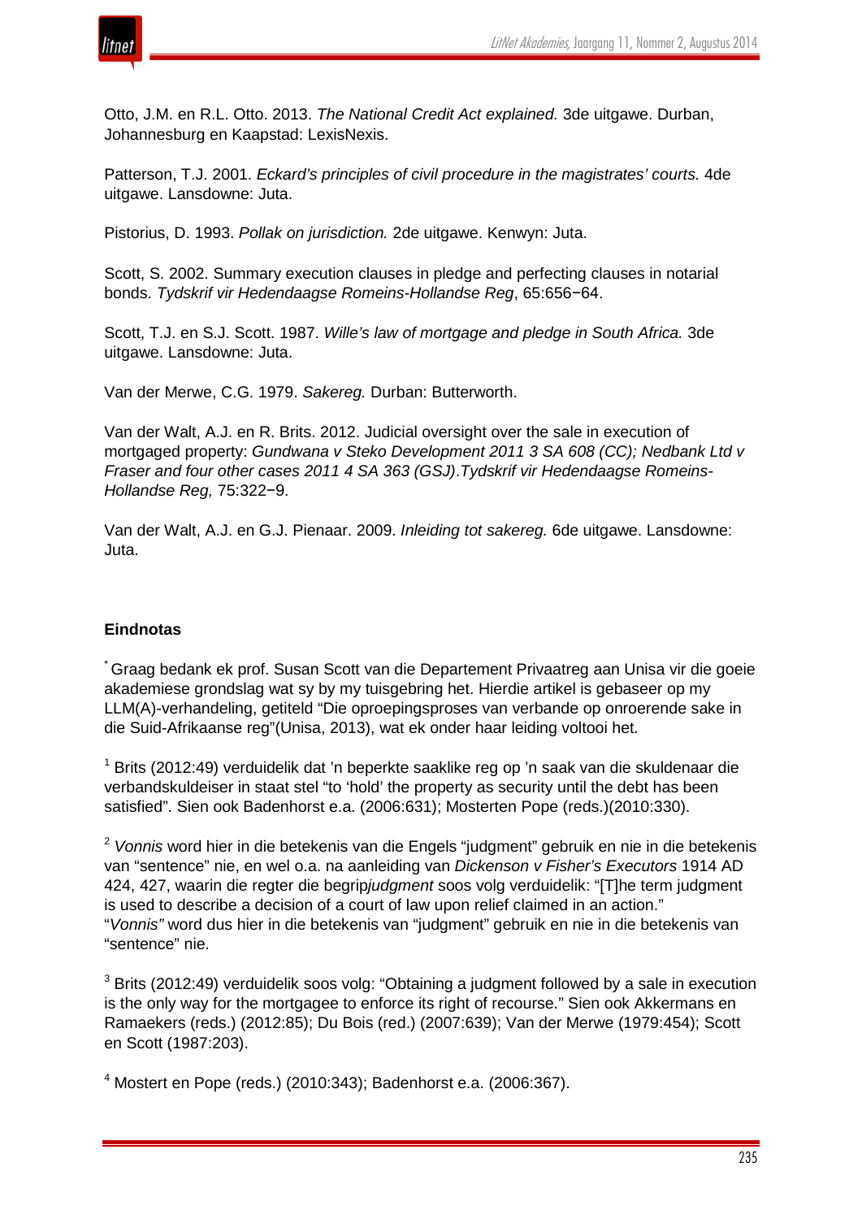Otto, J.M. en R.L. Otto. 2013. *The National Credit Act explained.* 3de uitgawe. Durban, Johannesburg en Kaapstad: LexisNexis.

Patterson, T.J. 2001. *Eckard's principles of civil procedure in the magistrates' courts.* 4de uitgawe. Lansdowne: Juta.

Pistorius, D. 1993. *Pollak on jurisdiction.* 2de uitgawe. Kenwyn: Juta.

Scott, S. 2002. Summary execution clauses in pledge and perfecting clauses in notarial bonds. *Tydskrif vir Hedendaagse Romeins-Hollandse Reg*, 65:656−64.

Scott, T.J. en S.J. Scott. 1987. *Wille's law of mortgage and pledge in South Africa.* 3de uitgawe. Lansdowne: Juta.

Van der Merwe, C.G. 1979. *Sakereg.* Durban: Butterworth.

Van der Walt, A.J. en R. Brits. 2012. Judicial oversight over the sale in execution of mortgaged property: *Gundwana v Steko Development 2011 3 SA 608 (CC); Nedbank Ltd v Fraser and four other cases 2011 4 SA 363 (GSJ).Tydskrif vir Hedendaagse Romeins-Hollandse Reg,* 75:322−9.

Van der Walt, A.J. en G.J. Pienaar. 2009. *Inleiding tot sakereg.* 6de uitgawe. Lansdowne: Juta.

### Eindnotas

[*] Graag bedank ek prof. Susan Scott van die Departement Privaatreg aan Unisa vir die goeie akademiese grondslag wat sy by my tuisgebring het. Hierdie artikel is gebaseer op my LLM(A)-verhandeling, getiteld "Die oproepingsproses van verbande op onroerende sake in die Suid-Afrikaanse reg"(Unisa, 2013), wat ek onder haar leiding voltooi het.

[1] Brits (2012:49) verduidelik dat 'n beperkte saaklike reg op 'n saak van die skuldenaar die verbandskuldeiser in staat stel "to 'hold' the property as security until the debt has been satisfied". Sien ook Badenhorst e.a. (2006:631); Mosterten Pope (reds.)(2010:330).

[2] *Vonnis* word hier in die betekenis van die Engels "judgment" gebruik en nie in die betekenis van "sentence" nie, en wel o.a. na aanleiding van *Dickenson v Fisher's Executors* 1914 AD 424, 427, waarin die regter die begrip*judgment* soos volg verduidelik: "[T]he term judgment is used to describe a decision of a court of law upon relief claimed in an action." "*Vonnis"* word dus hier in die betekenis van "judgment" gebruik en nie in die betekenis van "sentence" nie.

[3] Brits (2012:49) verduidelik soos volg: "Obtaining a judgment followed by a sale in execution is the only way for the mortgagee to enforce its right of recourse." Sien ook Akkermans en Ramaekers (reds.) (2012:85); Du Bois (red.) (2007:639); Van der Merwe (1979:454); Scott en Scott (1987:203).

[4] Mostert en Pope (reds.) (2010:343); Badenhorst e.a. (2006:367).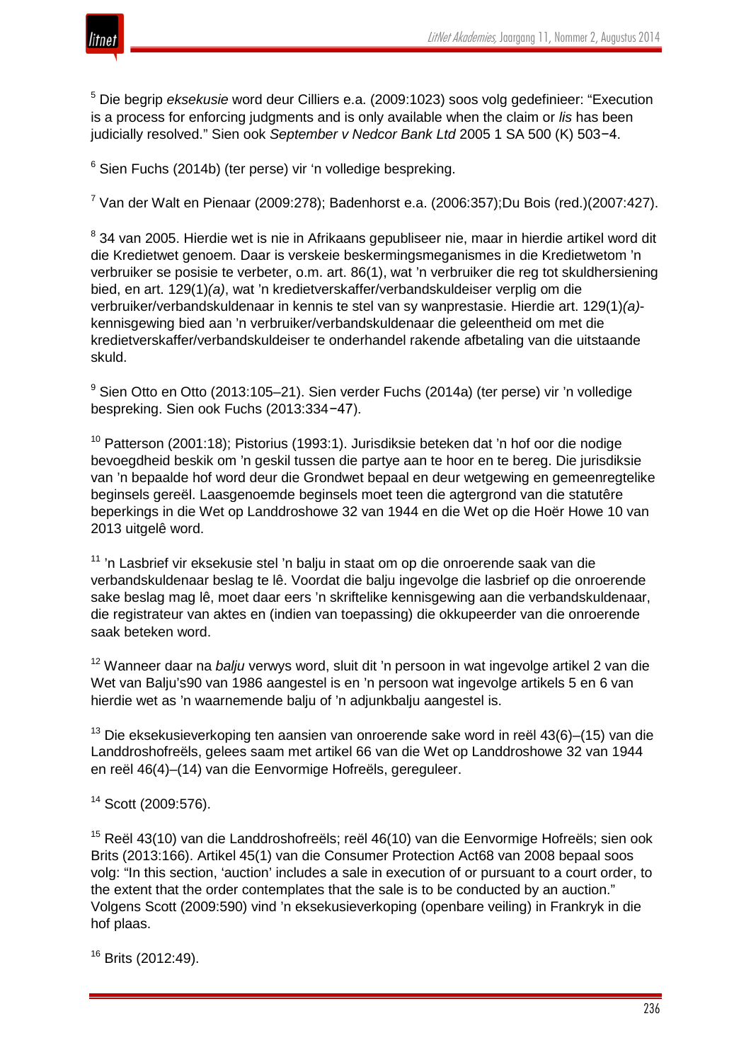[5] Die begrip *eksekusie* word deur Cilliers e.a. (2009:1023) soos volg gedefinieer: "Execution is a process for enforcing judgments and is only available when the claim or *lis* has been judicially resolved." Sien ook *September v Nedcor Bank Ltd* 2005 1 SA 500 (K) 503−4.

[6] Sien Fuchs (2014b) (ter perse) vir 'n volledige bespreking.

[7] Van der Walt en Pienaar (2009:278); Badenhorst e.a. (2006:357);Du Bois (red.)(2007:427).

[8] 34 van 2005. Hierdie wet is nie in Afrikaans gepubliseer nie, maar in hierdie artikel word dit die Kredietwet genoem. Daar is verskeie beskermingsmeganismes in die Kredietwetom 'n verbruiker se posisie te verbeter, o.m. art. 86(1), wat 'n verbruiker die reg tot skuldhersiening bied, en art. 129(1)*(a)*, wat 'n kredietverskaffer/verbandskuldeiser verplig om die verbruiker/verbandskuldenaar in kennis te stel van sy wanprestasie. Hierdie art. 129(1)*(a)*-kennisgewing bied aan 'n verbruiker/verbandskuldenaar die geleentheid om met die kredietverskaffer/verbandskuldeiser te onderhandel rakende afbetaling van die uitstaande skuld.

[9] Sien Otto en Otto (2013:105–21). Sien verder Fuchs (2014a) (ter perse) vir 'n volledige bespreking. Sien ook Fuchs (2013:334−47).

[10] Patterson (2001:18); Pistorius (1993:1). Jurisdiksie beteken dat 'n hof oor die nodige bevoegdheid beskik om 'n geskil tussen die partye aan te hoor en te bereg. Die jurisdiksie van 'n bepaalde hof word deur die Grondwet bepaal en deur wetgewing en gemeenregtelike beginsels gereël. Laasgenoemde beginsels moet teen die agtergrond van die statutêre beperkings in die Wet op Landdroshowe 32 van 1944 en die Wet op die Hoër Howe 10 van 2013 uitgelê word.

[11] 'n Lasbrief vir eksekusie stel 'n balju in staat om op die onroerende saak van die verbandskuldenaar beslag te lê. Voordat die balju ingevolge die lasbrief op die onroerende sake beslag mag lê, moet daar eers 'n skriftelike kennisgewing aan die verbandskuldenaar, die registrateur van aktes en (indien van toepassing) die okkupeerder van die onroerende saak beteken word.

[12] Wanneer daar na *balju* verwys word, sluit dit 'n persoon in wat ingevolge artikel 2 van die Wet van Balju's90 van 1986 aangestel is en 'n persoon wat ingevolge artikels 5 en 6 van hierdie wet as 'n waarnemende balju of 'n adjunkbalju aangestel is.

[13] Die eksekusieverkoping ten aansien van onroerende sake word in reël 43(6)–(15) van die Landdroshofreëls, gelees saam met artikel 66 van die Wet op Landdroshowe 32 van 1944 en reël 46(4)–(14) van die Eenvormige Hofreëls, gereguleer.

[14] Scott (2009:576).

[15] Reël 43(10) van die Landdroshofreëls; reël 46(10) van die Eenvormige Hofreëls; sien ook Brits (2013:166). Artikel 45(1) van die Consumer Protection Act68 van 2008 bepaal soos volg: "In this section, 'auction' includes a sale in execution of or pursuant to a court order, to the extent that the order contemplates that the sale is to be conducted by an auction." Volgens Scott (2009:590) vind 'n eksekusieverkoping (openbare veiling) in Frankryk in die hof plaas.

[16] Brits (2012:49).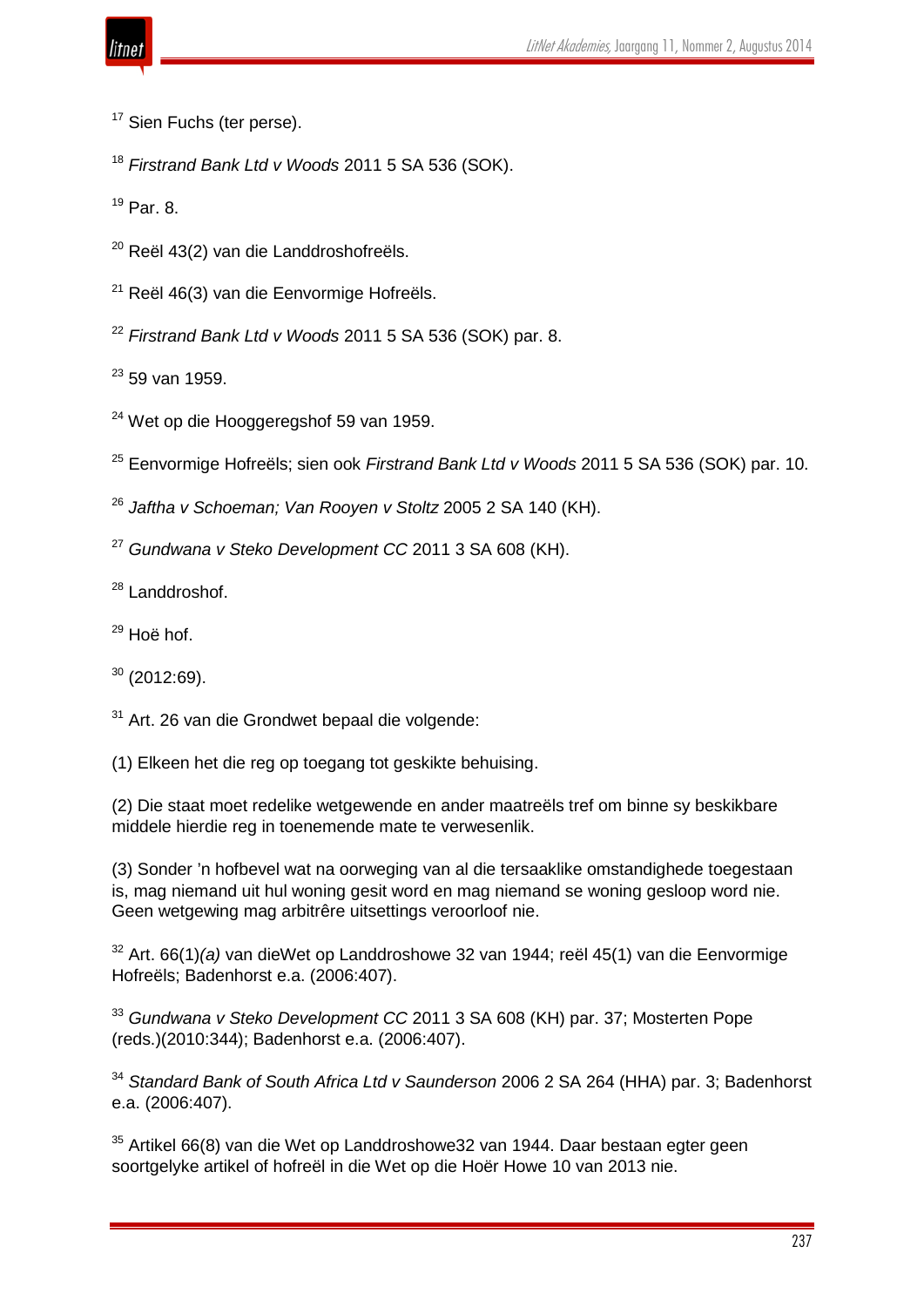[17] Sien Fuchs (ter perse).

[18] *Firstrand Bank Ltd v Woods* 2011 5 SA 536 (SOK).

[19] Par. 8.

[20] Reël 43(2) van die Landdroshofreëls.

[21] Reël 46(3) van die Eenvormige Hofreëls.

[22] *Firstrand Bank Ltd v Woods* 2011 5 SA 536 (SOK) par. 8.

[23] 59 van 1959.

[24] Wet op die Hooggeregshof 59 van 1959.

[25] Eenvormige Hofreëls; sien ook *Firstrand Bank Ltd v Woods* 2011 5 SA 536 (SOK) par. 10.

[26] *Jaftha v Schoeman; Van Rooyen v Stoltz* 2005 2 SA 140 (KH).

[27] *Gundwana v Steko Development CC* 2011 3 SA 608 (KH).

[28] Landdroshof.

[29] Hoë hof.

[30] (2012:69).

[31] Art. 26 van die Grondwet bepaal die volgende:

(1) Elkeen het die reg op toegang tot geskikte behuising.

(2) Die staat moet redelike wetgewende en ander maatreëls tref om binne sy beskikbare middele hierdie reg in toenemende mate te verwesenlik.

(3) Sonder 'n hofbevel wat na oorweging van al die tersaaklike omstandighede toegestaan is, mag niemand uit hul woning gesit word en mag niemand se woning gesloop word nie. Geen wetgewing mag arbitrêre uitsettings veroorloof nie.

[32] Art. 66(1)*(a)* van dieWet op Landdroshowe 32 van 1944; reël 45(1) van die Eenvormige Hofreëls; Badenhorst e.a. (2006:407).

[33] *Gundwana v Steko Development CC* 2011 3 SA 608 (KH) par. 37; Mosterten Pope (reds.)(2010:344); Badenhorst e.a. (2006:407).

[34] *Standard Bank of South Africa Ltd v Saunderson* 2006 2 SA 264 (HHA) par. 3; Badenhorst e.a. (2006:407).

[35] Artikel 66(8) van die Wet op Landdroshowe32 van 1944. Daar bestaan egter geen soortgelyke artikel of hofreël in die Wet op die Hoër Howe 10 van 2013 nie.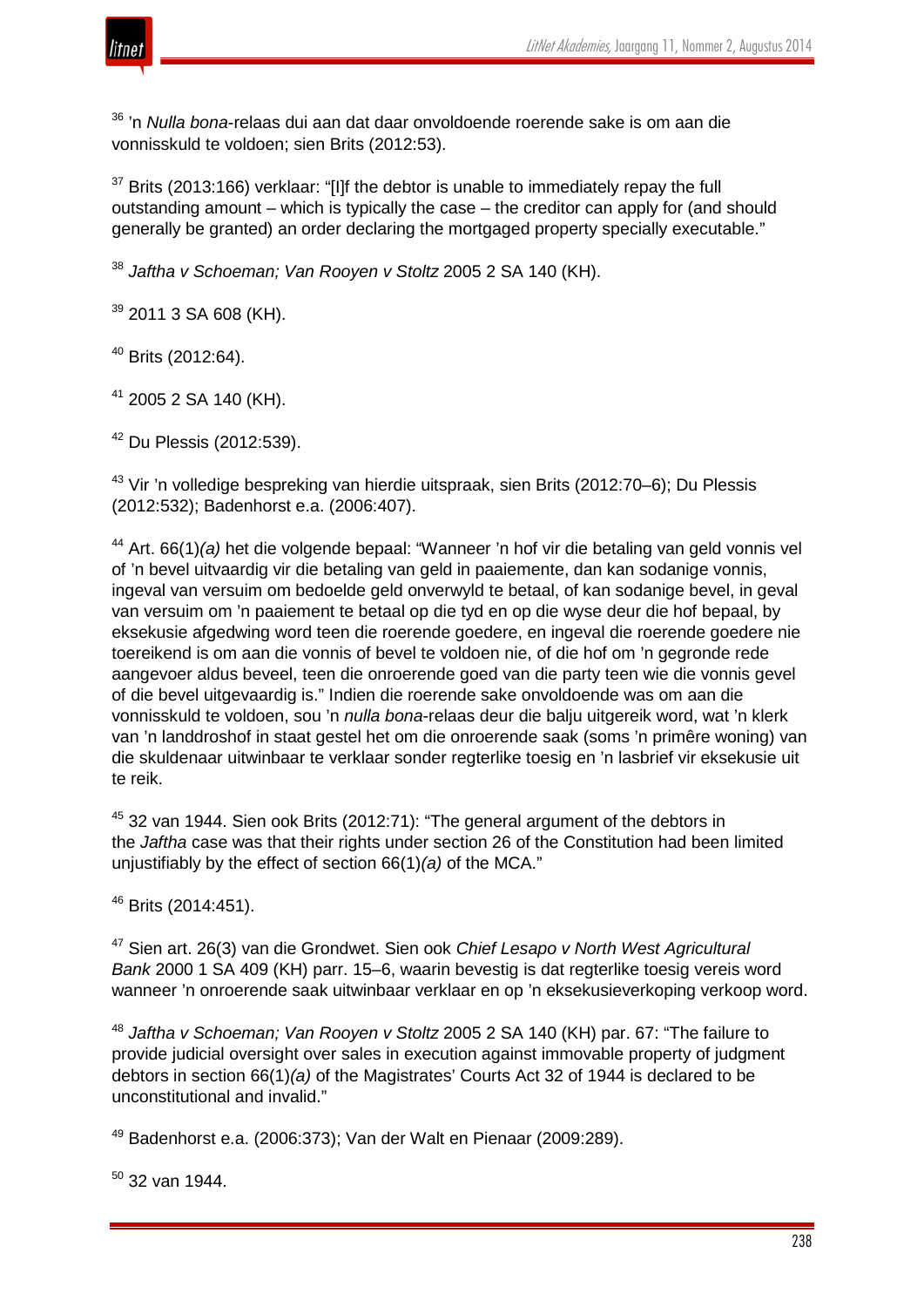[36] 'n *Nulla bona*-relaas dui aan dat daar onvoldoende roerende sake is om aan die vonnisskuld te voldoen; sien Brits (2012:53).

[37] Brits (2013:166) verklaar: "[I]f the debtor is unable to immediately repay the full outstanding amount – which is typically the case – the creditor can apply for (and should generally be granted) an order declaring the mortgaged property specially executable."

[38] *Jaftha v Schoeman; Van Rooyen v Stoltz* 2005 2 SA 140 (KH).

[39] 2011 3 SA 608 (KH).

[40] Brits (2012:64).

[41] 2005 2 SA 140 (KH).

[42] Du Plessis (2012:539).

[43] Vir 'n volledige bespreking van hierdie uitspraak, sien Brits (2012:70–6); Du Plessis (2012:532); Badenhorst e.a. (2006:407).

[44] Art. 66(1)*(a)* het die volgende bepaal: "Wanneer 'n hof vir die betaling van geld vonnis vel of 'n bevel uitvaardig vir die betaling van geld in paaiemente, dan kan sodanige vonnis, ingeval van versuim om bedoelde geld onverwyld te betaal, of kan sodanige bevel, in geval van versuim om 'n paaiement te betaal op die tyd en op die wyse deur die hof bepaal, by eksekusie afgedwing word teen die roerende goedere, en ingeval die roerende goedere nie toereikend is om aan die vonnis of bevel te voldoen nie, of die hof om 'n gegronde rede aangevoer aldus beveel, teen die onroerende goed van die party teen wie die vonnis gevel of die bevel uitgevaardig is." Indien die roerende sake onvoldoende was om aan die vonnisskuld te voldoen, sou 'n *nulla bona*-relaas deur die balju uitgereik word, wat 'n klerk van 'n landdroshof in staat gestel het om die onroerende saak (soms 'n primêre woning) van die skuldenaar uitwinbaar te verklaar sonder regterlike toesig en 'n lasbrief vir eksekusie uit te reik.

[45] 32 van 1944. Sien ook Brits (2012:71): "The general argument of the debtors in the *Jaftha* case was that their rights under section 26 of the Constitution had been limited unjustifiably by the effect of section 66(1)*(a)* of the MCA."

[46] Brits (2014:451).

[47] Sien art. 26(3) van die Grondwet. Sien ook *Chief Lesapo v North West Agricultural Bank* 2000 1 SA 409 (KH) parr. 15–6, waarin bevestig is dat regterlike toesig vereis word wanneer 'n onroerende saak uitwinbaar verklaar en op 'n eksekusieverkoping verkoop word.

[48] *Jaftha v Schoeman; Van Rooyen v Stoltz* 2005 2 SA 140 (KH) par. 67: "The failure to provide judicial oversight over sales in execution against immovable property of judgment debtors in section 66(1)*(a)* of the Magistrates' Courts Act 32 of 1944 is declared to be unconstitutional and invalid."

[49] Badenhorst e.a. (2006:373); Van der Walt en Pienaar (2009:289).

[50] 32 van 1944.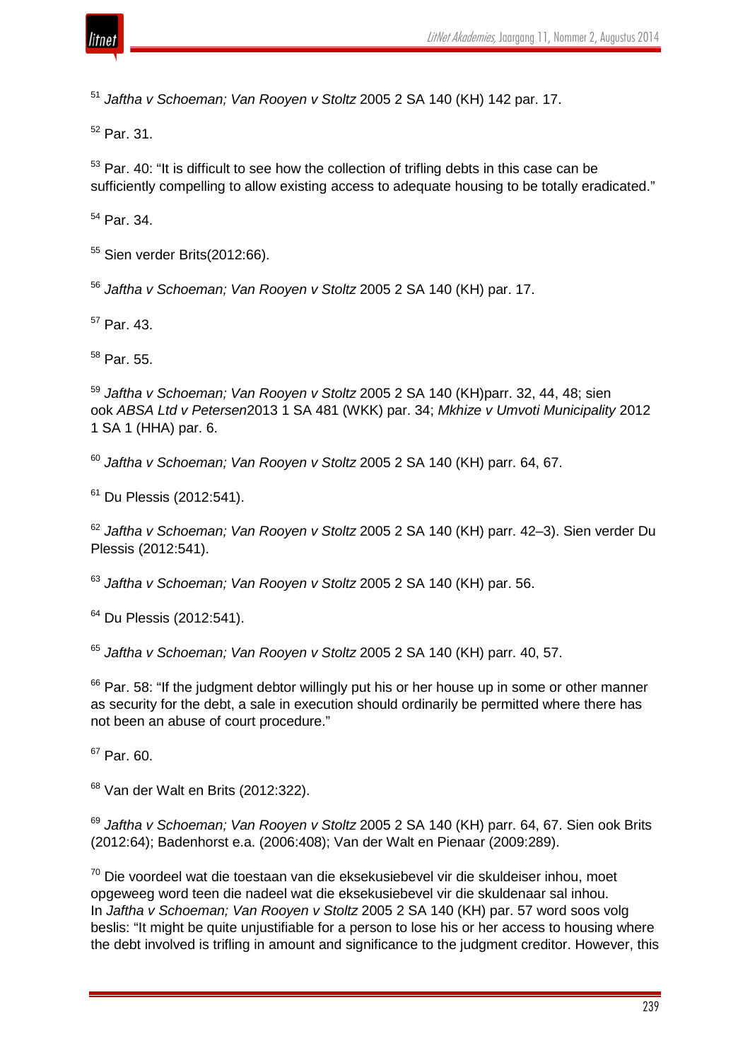[51] *Jaftha v Schoeman; Van Rooyen v Stoltz* 2005 2 SA 140 (KH) 142 par. 17.

[52] Par. 31.

[53] Par. 40: "It is difficult to see how the collection of trifling debts in this case can be sufficiently compelling to allow existing access to adequate housing to be totally eradicated."

[54] Par. 34.

[55] Sien verder Brits(2012:66).

[56] *Jaftha v Schoeman; Van Rooyen v Stoltz* 2005 2 SA 140 (KH) par. 17.

[57] Par. 43.

[58] Par. 55.

[59] *Jaftha v Schoeman; Van Rooyen v Stoltz* 2005 2 SA 140 (KH)parr. 32, 44, 48; sien ook *ABSA Ltd v Petersen*2013 1 SA 481 (WKK) par. 34; *Mkhize v Umvoti Municipality* 2012 1 SA 1 (HHA) par. 6.

[60] *Jaftha v Schoeman; Van Rooyen v Stoltz* 2005 2 SA 140 (KH) parr. 64, 67.

[61] Du Plessis (2012:541).

[62] *Jaftha v Schoeman; Van Rooyen v Stoltz* 2005 2 SA 140 (KH) parr. 42–3). Sien verder Du Plessis (2012:541).

[63] *Jaftha v Schoeman; Van Rooyen v Stoltz* 2005 2 SA 140 (KH) par. 56.

[64] Du Plessis (2012:541).

[65] *Jaftha v Schoeman; Van Rooyen v Stoltz* 2005 2 SA 140 (KH) parr. 40, 57.

[66] Par. 58: "If the judgment debtor willingly put his or her house up in some or other manner as security for the debt, a sale in execution should ordinarily be permitted where there has not been an abuse of court procedure."

[67] Par. 60.

[68] Van der Walt en Brits (2012:322).

[69] *Jaftha v Schoeman; Van Rooyen v Stoltz* 2005 2 SA 140 (KH) parr. 64, 67. Sien ook Brits (2012:64); Badenhorst e.a. (2006:408); Van der Walt en Pienaar (2009:289).

[70] Die voordeel wat die toestaan van die eksekusiebevel vir die skuldeiser inhou, moet opgeweeg word teen die nadeel wat die eksekusiebevel vir die skuldenaar sal inhou. In *Jaftha v Schoeman; Van Rooyen v Stoltz* 2005 2 SA 140 (KH) par. 57 word soos volg beslis: "It might be quite unjustifiable for a person to lose his or her access to housing where the debt involved is trifling in amount and significance to the judgment creditor. However, this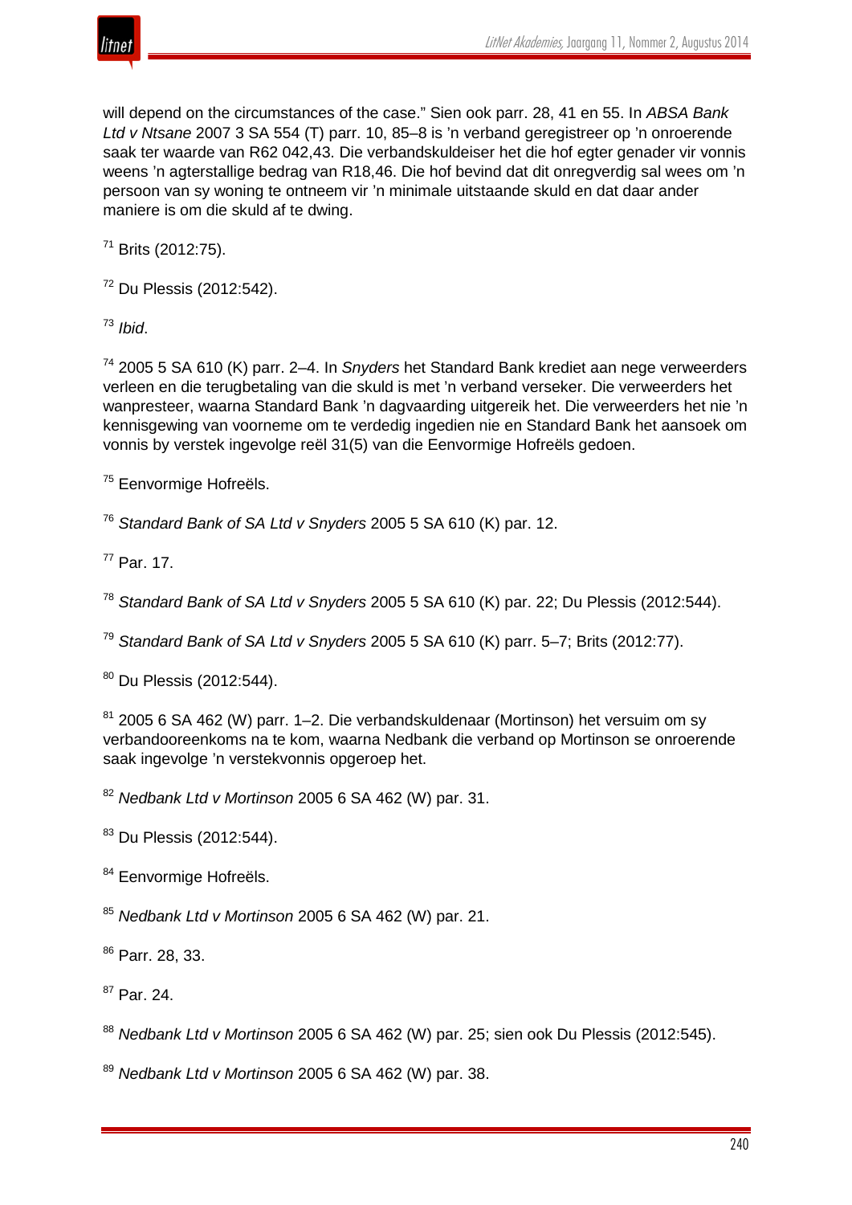will depend on the circumstances of the case." Sien ook parr. 28, 41 en 55. In *ABSA Bank Ltd v Ntsane* 2007 3 SA 554 (T) parr. 10, 85–8 is 'n verband geregistreer op 'n onroerende saak ter waarde van R62 042,43. Die verbandskuldeiser het die hof egter genader vir vonnis weens 'n agterstallige bedrag van R18,46. Die hof bevind dat dit onregverdig sal wees om 'n persoon van sy woning te ontneem vir 'n minimale uitstaande skuld en dat daar ander maniere is om die skuld af te dwing.

[71] Brits (2012:75).

[72] Du Plessis (2012:542).

[73] *Ibid*.

[74] 2005 5 SA 610 (K) parr. 2–4. In *Snyders* het Standard Bank krediet aan nege verweerders verleen en die terugbetaling van die skuld is met 'n verband verseker. Die verweerders het wanpresteer, waarna Standard Bank 'n dagvaarding uitgereik het. Die verweerders het nie 'n kennisgewing van voorneme om te verdedig ingedien nie en Standard Bank het aansoek om vonnis by verstek ingevolge reël 31(5) van die Eenvormige Hofreëls gedoen.

[75] Eenvormige Hofreëls.

[76] *Standard Bank of SA Ltd v Snyders* 2005 5 SA 610 (K) par. 12.

[77] Par. 17.

[78] *Standard Bank of SA Ltd v Snyders* 2005 5 SA 610 (K) par. 22; Du Plessis (2012:544).

[79] *Standard Bank of SA Ltd v Snyders* 2005 5 SA 610 (K) parr. 5–7; Brits (2012:77).

[80] Du Plessis (2012:544).

[81] 2005 6 SA 462 (W) parr. 1–2. Die verbandskuldenaar (Mortinson) het versuim om sy verbandooreenkoms na te kom, waarna Nedbank die verband op Mortinson se onroerende saak ingevolge 'n verstekvonnis opgeroep het.

[82] *Nedbank Ltd v Mortinson* 2005 6 SA 462 (W) par. 31.

[83] Du Plessis (2012:544).

[84] Eenvormige Hofreëls.

[85] *Nedbank Ltd v Mortinson* 2005 6 SA 462 (W) par. 21.

[86] Parr. 28, 33.

[87] Par. 24.

[88] *Nedbank Ltd v Mortinson* 2005 6 SA 462 (W) par. 25; sien ook Du Plessis (2012:545).

[89] *Nedbank Ltd v Mortinson* 2005 6 SA 462 (W) par. 38.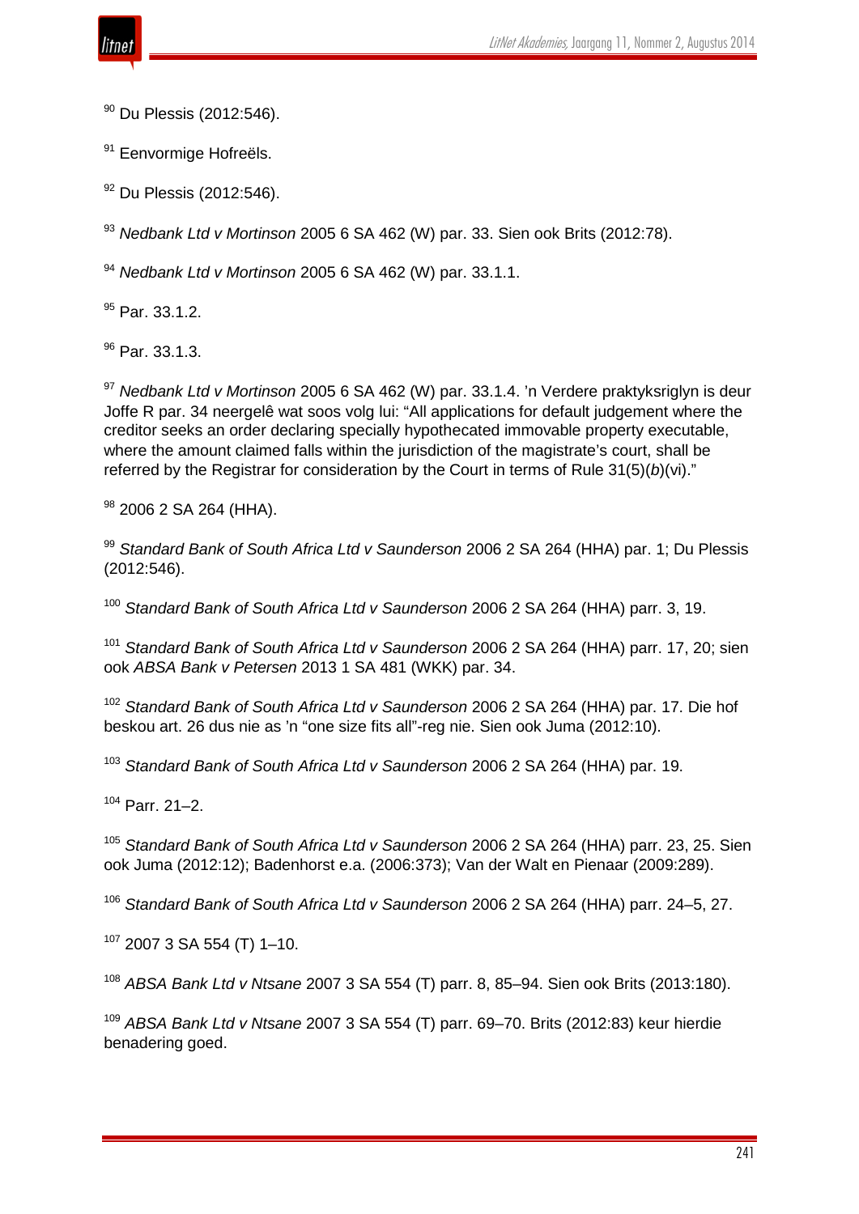[90] Du Plessis (2012:546).

[91] Eenvormige Hofreëls.

[92] Du Plessis (2012:546).

[93] *Nedbank Ltd v Mortinson* 2005 6 SA 462 (W) par. 33. Sien ook Brits (2012:78).

[94] *Nedbank Ltd v Mortinson* 2005 6 SA 462 (W) par. 33.1.1.

[95] Par. 33.1.2.

[96] Par. 33.1.3.

[97] *Nedbank Ltd v Mortinson* 2005 6 SA 462 (W) par. 33.1.4. 'n Verdere praktyksriglyn is deur Joffe R par. 34 neergelê wat soos volg lui: "All applications for default judgement where the creditor seeks an order declaring specially hypothecated immovable property executable, where the amount claimed falls within the jurisdiction of the magistrate's court, shall be referred by the Registrar for consideration by the Court in terms of Rule 31(5)(*b*)(vi)."

[98] 2006 2 SA 264 (HHA).

[99] *Standard Bank of South Africa Ltd v Saunderson* 2006 2 SA 264 (HHA) par. 1; Du Plessis (2012:546).

[100] *Standard Bank of South Africa Ltd v Saunderson* 2006 2 SA 264 (HHA) parr. 3, 19.

[101] *Standard Bank of South Africa Ltd v Saunderson* 2006 2 SA 264 (HHA) parr. 17, 20; sien ook *ABSA Bank v Petersen* 2013 1 SA 481 (WKK) par. 34.

[102] *Standard Bank of South Africa Ltd v Saunderson* 2006 2 SA 264 (HHA) par. 17. Die hof beskou art. 26 dus nie as 'n "one size fits all"-reg nie. Sien ook Juma (2012:10).

[103] *Standard Bank of South Africa Ltd v Saunderson* 2006 2 SA 264 (HHA) par. 19.

[104] Parr. 21–2.

[105] *Standard Bank of South Africa Ltd v Saunderson* 2006 2 SA 264 (HHA) parr. 23, 25. Sien ook Juma (2012:12); Badenhorst e.a. (2006:373); Van der Walt en Pienaar (2009:289).

[106] *Standard Bank of South Africa Ltd v Saunderson* 2006 2 SA 264 (HHA) parr. 24–5, 27.

[107] 2007 3 SA 554 (T) 1–10.

[108] *ABSA Bank Ltd v Ntsane* 2007 3 SA 554 (T) parr. 8, 85–94. Sien ook Brits (2013:180).

[109] *ABSA Bank Ltd v Ntsane* 2007 3 SA 554 (T) parr. 69–70. Brits (2012:83) keur hierdie benadering goed.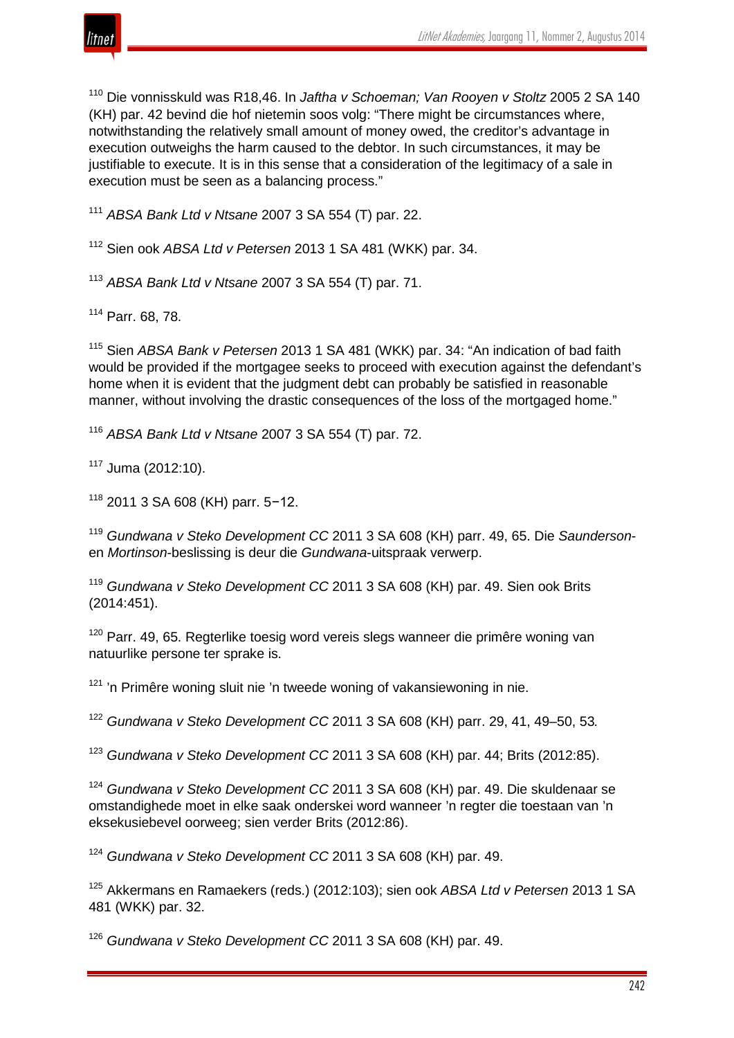[110] Die vonnisskuld was R18,46. In *Jaftha v Schoeman; Van Rooyen v Stoltz* 2005 2 SA 140 (KH) par. 42 bevind die hof nietemin soos volg: "There might be circumstances where, notwithstanding the relatively small amount of money owed, the creditor's advantage in execution outweighs the harm caused to the debtor. In such circumstances, it may be justifiable to execute. It is in this sense that a consideration of the legitimacy of a sale in execution must be seen as a balancing process."

[111] *ABSA Bank Ltd v Ntsane* 2007 3 SA 554 (T) par. 22.

[112] Sien ook *ABSA Ltd v Petersen* 2013 1 SA 481 (WKK) par. 34.

[113] *ABSA Bank Ltd v Ntsane* 2007 3 SA 554 (T) par. 71.

[114] Parr. 68, 78.

[115] Sien *ABSA Bank v Petersen* 2013 1 SA 481 (WKK) par. 34: "An indication of bad faith would be provided if the mortgagee seeks to proceed with execution against the defendant's home when it is evident that the judgment debt can probably be satisfied in reasonable manner, without involving the drastic consequences of the loss of the mortgaged home."

[116] *ABSA Bank Ltd v Ntsane* 2007 3 SA 554 (T) par. 72.

[117] Juma (2012:10).

[118] 2011 3 SA 608 (KH) parr. 5−12.

[119] *Gundwana v Steko Development CC* 2011 3 SA 608 (KH) parr. 49, 65. Die *Saunderson*- en *Mortinson*-beslissing is deur die *Gundwana*-uitspraak verwerp.

[119] *Gundwana v Steko Development CC* 2011 3 SA 608 (KH) par. 49. Sien ook Brits (2014:451).

[120] Parr. 49, 65. Regterlike toesig word vereis slegs wanneer die primêre woning van natuurlike persone ter sprake is.

[121] 'n Primêre woning sluit nie 'n tweede woning of vakansiewoning in nie.

[122] *Gundwana v Steko Development CC* 2011 3 SA 608 (KH) parr. 29, 41, 49–50, 53.

[123] *Gundwana v Steko Development CC* 2011 3 SA 608 (KH) par. 44; Brits (2012:85).

[124] *Gundwana v Steko Development CC* 2011 3 SA 608 (KH) par. 49. Die skuldenaar se omstandighede moet in elke saak onderskei word wanneer 'n regter die toestaan van 'n eksekusiebevel oorweeg; sien verder Brits (2012:86).

[124] *Gundwana v Steko Development CC* 2011 3 SA 608 (KH) par. 49.

[125] Akkermans en Ramaekers (reds.) (2012:103); sien ook *ABSA Ltd v Petersen* 2013 1 SA 481 (WKK) par. 32.

[126] *Gundwana v Steko Development CC* 2011 3 SA 608 (KH) par. 49.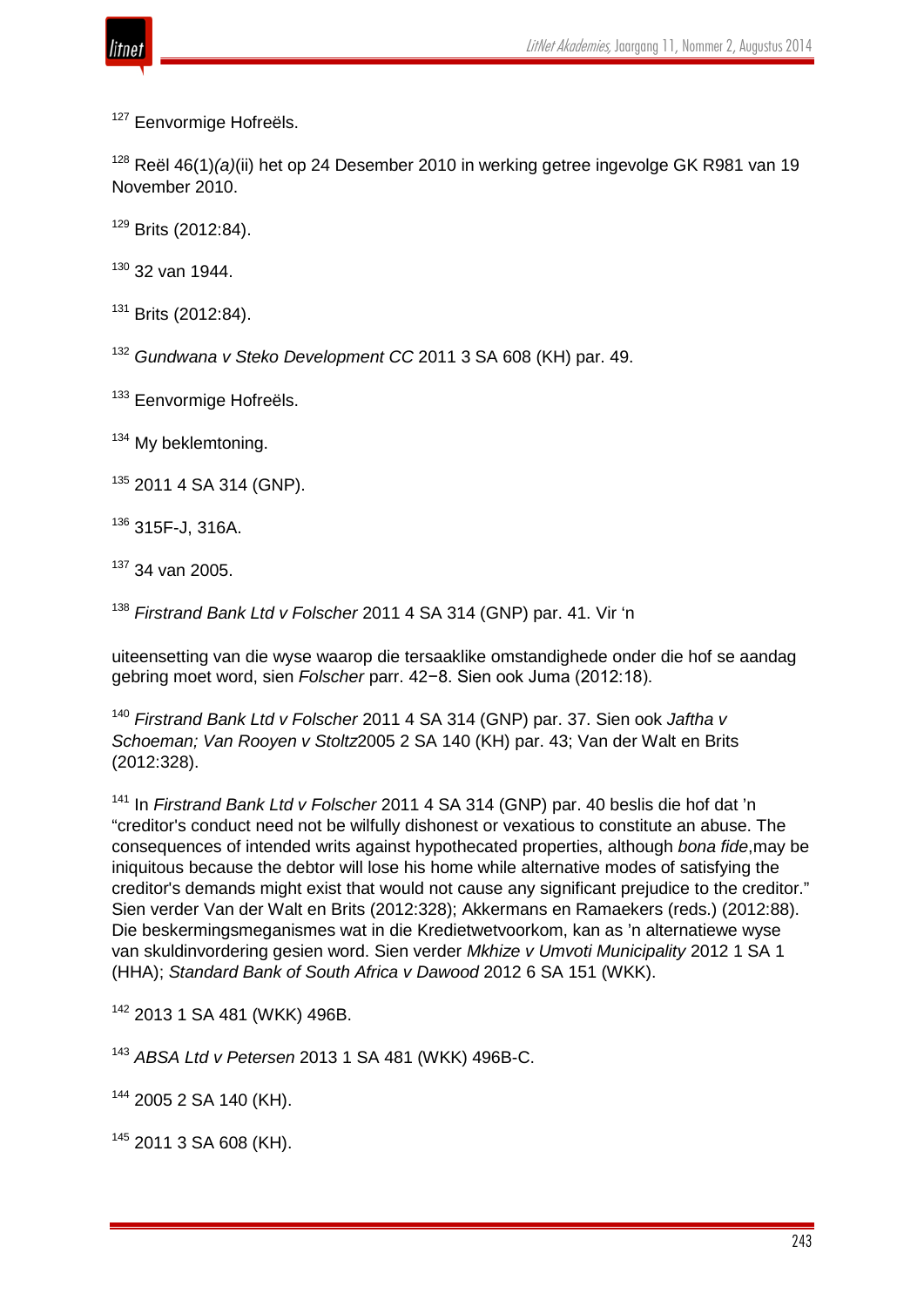[127] Eenvormige Hofreëls.

[128] Reël 46(1)*(a)*(ii) het op 24 Desember 2010 in werking getree ingevolge GK R981 van 19 November 2010.

[129] Brits (2012:84).

[130] 32 van 1944.

[131] Brits (2012:84).

[132] *Gundwana v Steko Development CC* 2011 3 SA 608 (KH) par. 49.

[133] Eenvormige Hofreëls.

[134] My beklemtoning.

[135] 2011 4 SA 314 (GNP).

[136] 315F-J, 316A.

[137] 34 van 2005.

[138] *Firstrand Bank Ltd v Folscher* 2011 4 SA 314 (GNP) par. 41. Vir 'n

uiteensetting van die wyse waarop die tersaaklike omstandighede onder die hof se aandag gebring moet word, sien *Folscher* parr. 42−8. Sien ook Juma (2012:18).

[140] *Firstrand Bank Ltd v Folscher* 2011 4 SA 314 (GNP) par. 37. Sien ook *Jaftha v Schoeman; Van Rooyen v Stoltz*2005 2 SA 140 (KH) par. 43; Van der Walt en Brits (2012:328).

[141] In *Firstrand Bank Ltd v Folscher* 2011 4 SA 314 (GNP) par. 40 beslis die hof dat 'n "creditor's conduct need not be wilfully dishonest or vexatious to constitute an abuse. The consequences of intended writs against hypothecated properties, although *bona fide*,may be iniquitous because the debtor will lose his home while alternative modes of satisfying the creditor's demands might exist that would not cause any significant prejudice to the creditor." Sien verder Van der Walt en Brits (2012:328); Akkermans en Ramaekers (reds.) (2012:88). Die beskermingsmeganismes wat in die Kredietwetvoorkom, kan as 'n alternatiewe wyse van skuldinvordering gesien word. Sien verder *Mkhize v Umvoti Municipality* 2012 1 SA 1 (HHA); *Standard Bank of South Africa v Dawood* 2012 6 SA 151 (WKK).

[142] 2013 1 SA 481 (WKK) 496B.

[143] *ABSA Ltd v Petersen* 2013 1 SA 481 (WKK) 496B-C.

[144] 2005 2 SA 140 (KH).

[145] 2011 3 SA 608 (KH).